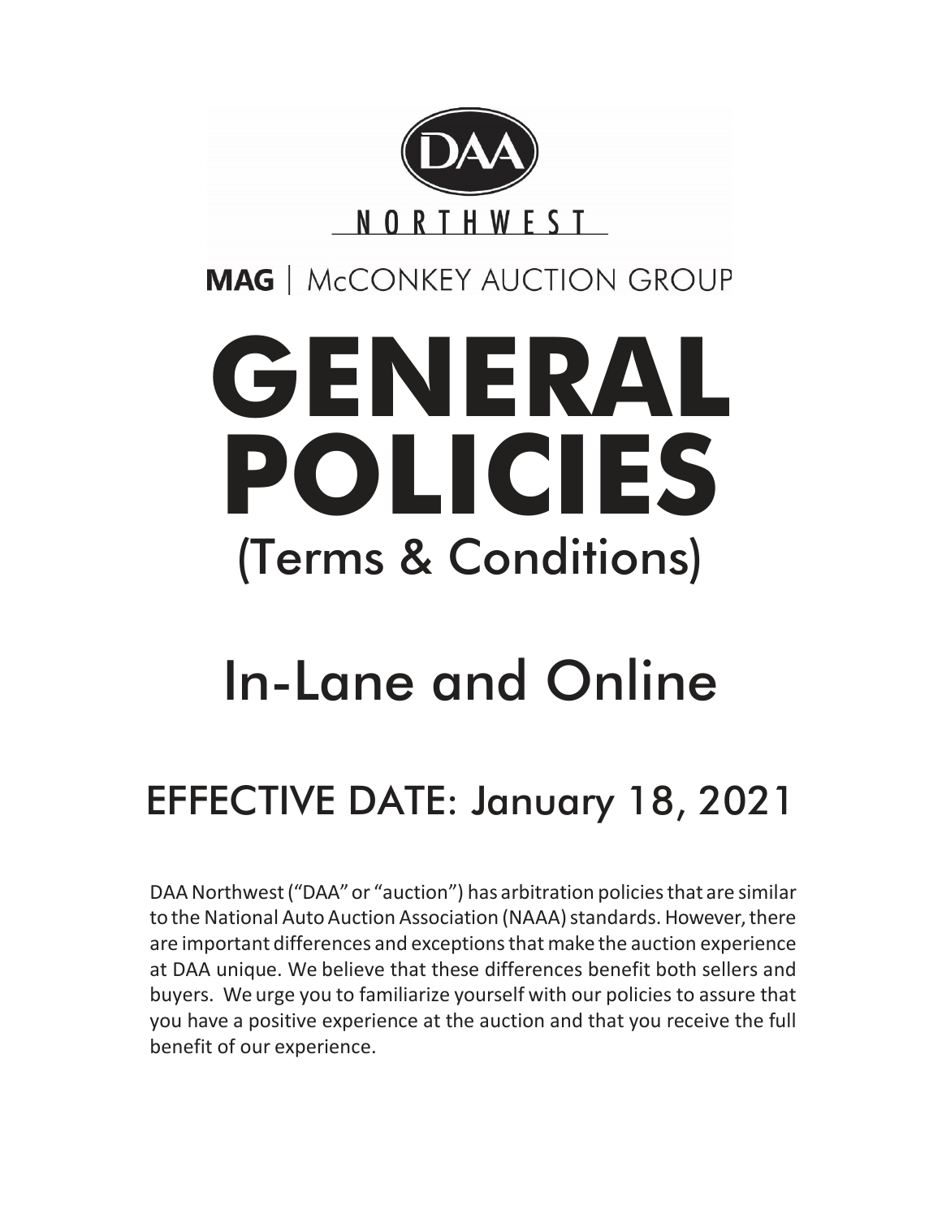DAA

NORTHWEST

**MAG** | McCONKEY AUCTION GROUP

# GENERAL POLICIES

## (Terms & Conditions)

## In-Lane and Online

## EFFECTIVE DATE: January 18, 2021

DAA Northwest ("DAA" or "auction") has arbitration policies that are similar to the National Auto Auction Association (NAAA) standards. However, there are important differences and exceptions that make the auction experience at DAA unique. We believe that these differences benefit both sellers and buyers. We urge you to familiarize yourself with our policies to assure that you have a positive experience at the auction and that you receive the full benefit of our experience.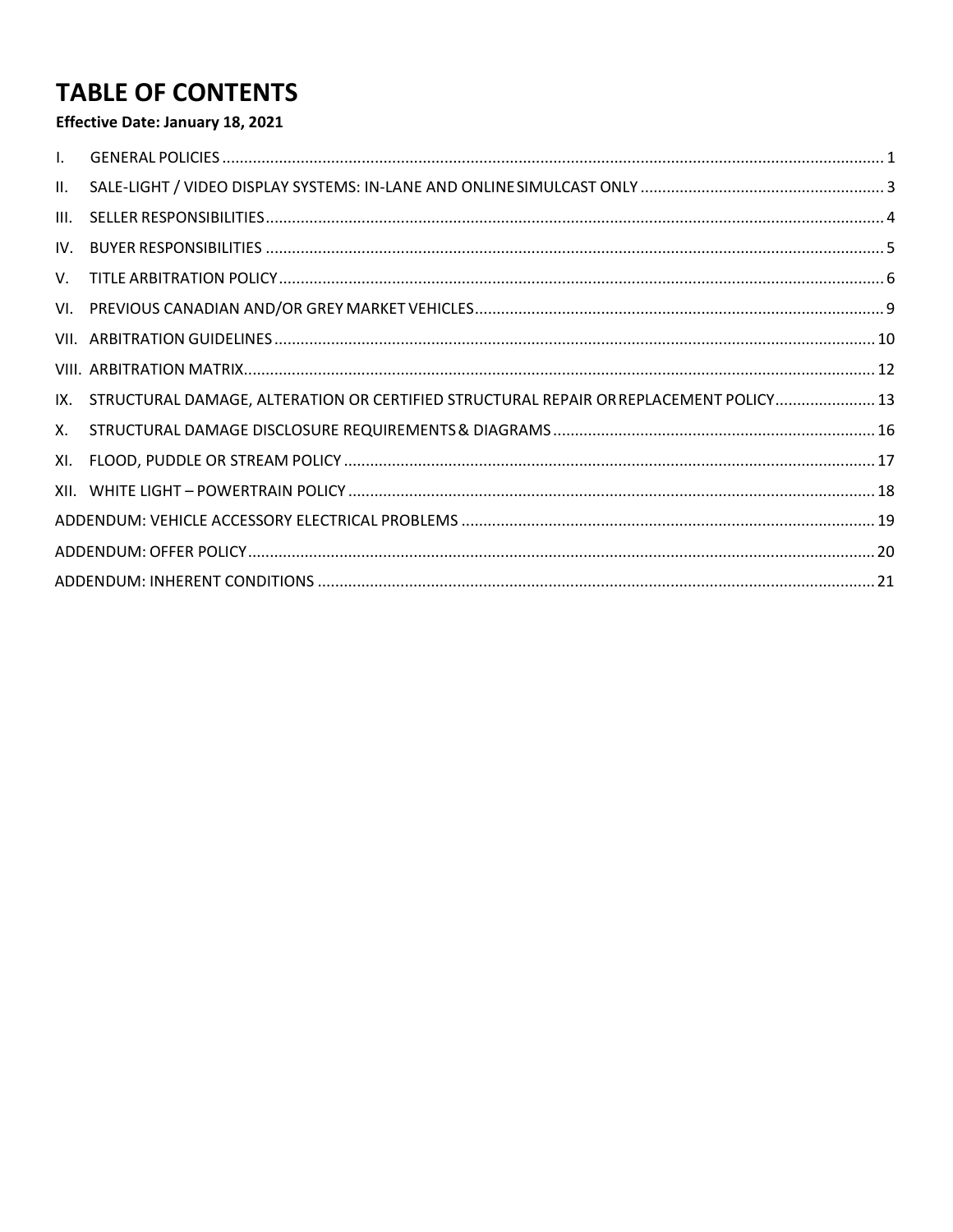# TABLE OF CONTENTS

**Effective Date: January 18, 2021**

| | | |
|---|---|---|
| I. | GENERAL POLICIES | 1 |
| II. | SALE-LIGHT / VIDEO DISPLAY SYSTEMS: IN-LANE AND ONLINE SIMULCAST ONLY | 3 |
| III. | SELLER RESPONSIBILITIES | 4 |
| IV. | BUYER RESPONSIBILITIES | 5 |
| V. | TITLE ARBITRATION POLICY | 6 |
| VI. | PREVIOUS CANADIAN AND/OR GREY MARKET VEHICLES | 9 |
| VII. | ARBITRATION GUIDELINES | 10 |
| VIII. | ARBITRATION MATRIX | 12 |
| IX. | STRUCTURAL DAMAGE, ALTERATION OR CERTIFIED STRUCTURAL REPAIR OR REPLACEMENT POLICY | 13 |
| X. | STRUCTURAL DAMAGE DISCLOSURE REQUIREMENTS & DIAGRAMS | 16 |
| XI. | FLOOD, PUDDLE OR STREAM POLICY | 17 |
| XII. | WHITE LIGHT – POWERTRAIN POLICY | 18 |
| | ADDENDUM: VEHICLE ACCESSORY ELECTRICAL PROBLEMS | 19 |
| | ADDENDUM: OFFER POLICY | 20 |
| | ADDENDUM: INHERENT CONDITIONS | 21 |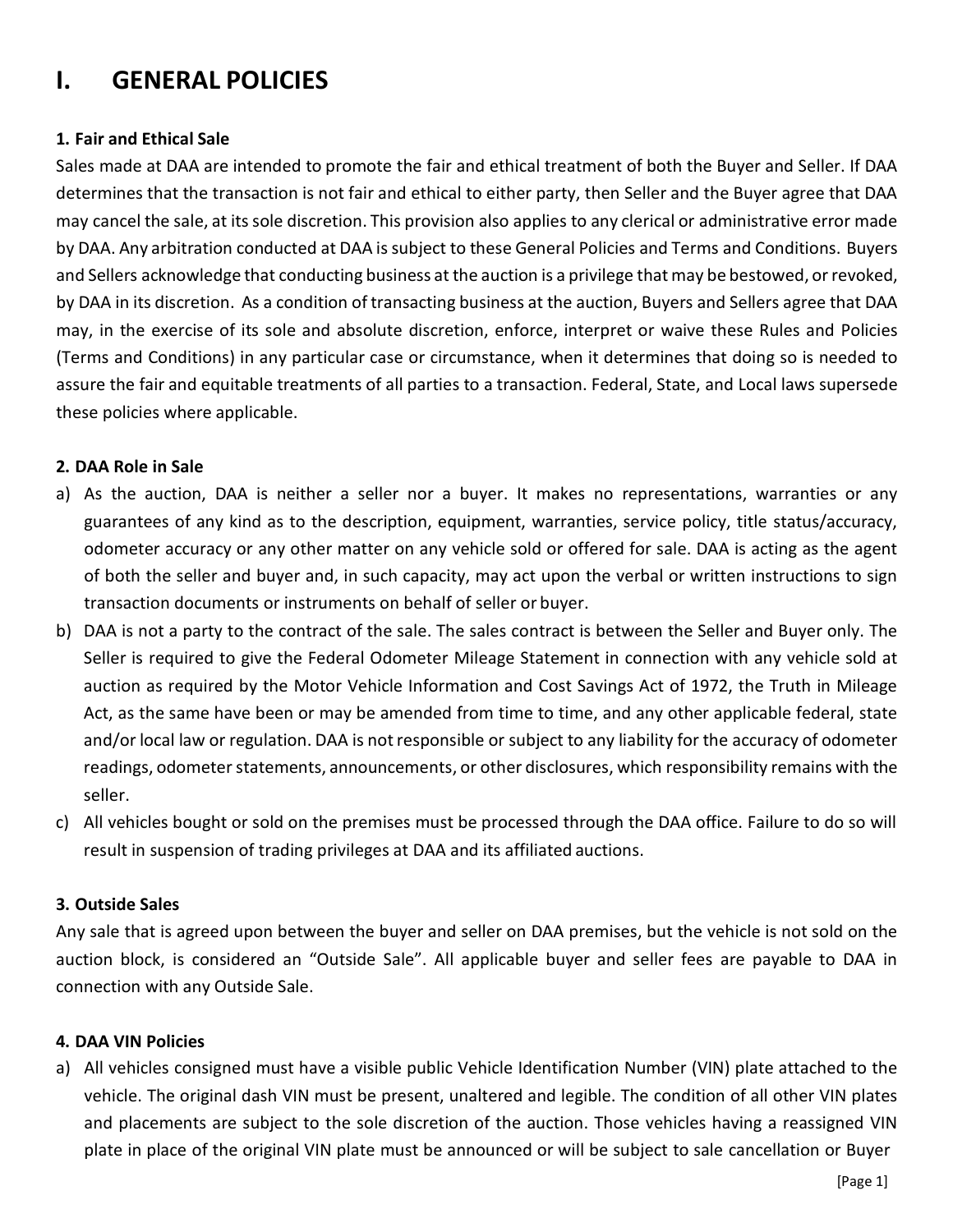# I. GENERAL POLICIES

### 1. Fair and Ethical Sale

Sales made at DAA are intended to promote the fair and ethical treatment of both the Buyer and Seller. If DAA determines that the transaction is not fair and ethical to either party, then Seller and the Buyer agree that DAA may cancel the sale, at its sole discretion. This provision also applies to any clerical or administrative error made by DAA. Any arbitration conducted at DAA is subject to these General Policies and Terms and Conditions. Buyers and Sellers acknowledge that conducting business at the auction is a privilege that may be bestowed, or revoked, by DAA in its discretion. As a condition of transacting business at the auction, Buyers and Sellers agree that DAA may, in the exercise of its sole and absolute discretion, enforce, interpret or waive these Rules and Policies (Terms and Conditions) in any particular case or circumstance, when it determines that doing so is needed to assure the fair and equitable treatments of all parties to a transaction. Federal, State, and Local laws supersede these policies where applicable.

### 2. DAA Role in Sale

a) As the auction, DAA is neither a seller nor a buyer. It makes no representations, warranties or any guarantees of any kind as to the description, equipment, warranties, service policy, title status/accuracy, odometer accuracy or any other matter on any vehicle sold or offered for sale. DAA is acting as the agent of both the seller and buyer and, in such capacity, may act upon the verbal or written instructions to sign transaction documents or instruments on behalf of seller or buyer.

b) DAA is not a party to the contract of the sale. The sales contract is between the Seller and Buyer only. The Seller is required to give the Federal Odometer Mileage Statement in connection with any vehicle sold at auction as required by the Motor Vehicle Information and Cost Savings Act of 1972, the Truth in Mileage Act, as the same have been or may be amended from time to time, and any other applicable federal, state and/or local law or regulation. DAA is not responsible or subject to any liability for the accuracy of odometer readings, odometer statements, announcements, or other disclosures, which responsibility remains with the seller.

c) All vehicles bought or sold on the premises must be processed through the DAA office. Failure to do so will result in suspension of trading privileges at DAA and its affiliated auctions.

### 3. Outside Sales

Any sale that is agreed upon between the buyer and seller on DAA premises, but the vehicle is not sold on the auction block, is considered an "Outside Sale". All applicable buyer and seller fees are payable to DAA in connection with any Outside Sale.

### 4. DAA VIN Policies

a) All vehicles consigned must have a visible public Vehicle Identification Number (VIN) plate attached to the vehicle. The original dash VIN must be present, unaltered and legible. The condition of all other VIN plates and placements are subject to the sole discretion of the auction. Those vehicles having a reassigned VIN plate in place of the original VIN plate must be announced or will be subject to sale cancellation or Buyer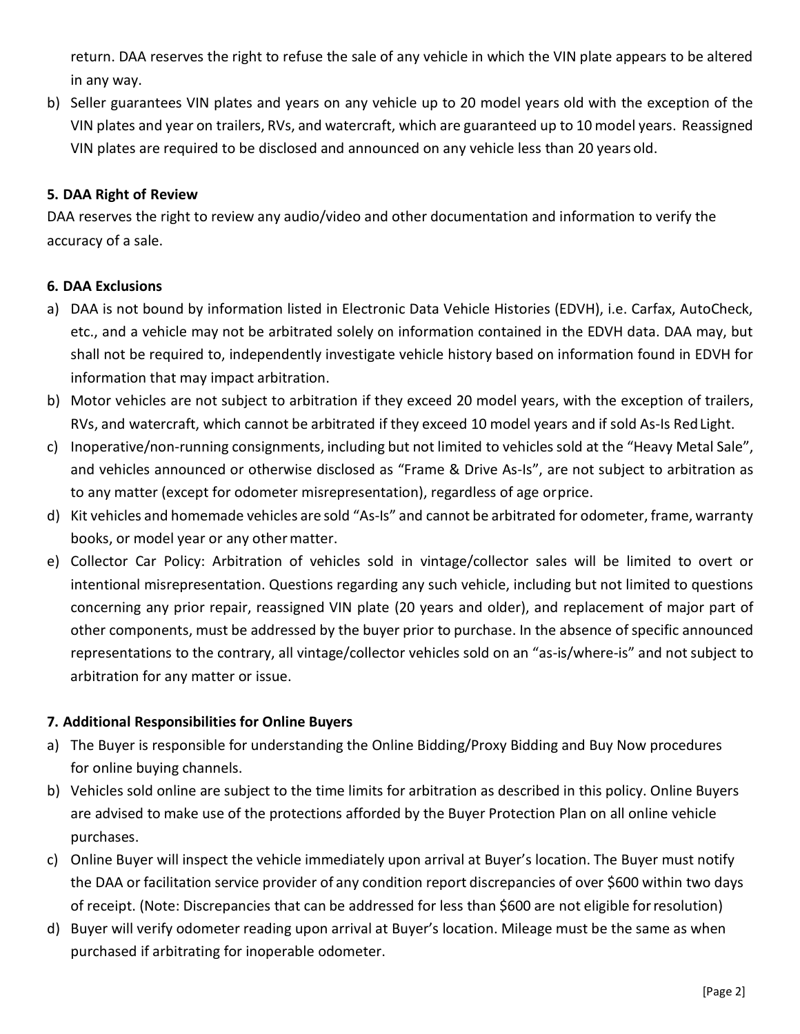return. DAA reserves the right to refuse the sale of any vehicle in which the VIN plate appears to be altered in any way.

b) Seller guarantees VIN plates and years on any vehicle up to 20 model years old with the exception of the VIN plates and year on trailers, RVs, and watercraft, which are guaranteed up to 10 model years. Reassigned VIN plates are required to be disclosed and announced on any vehicle less than 20 years old.

**5. DAA Right of Review**

DAA reserves the right to review any audio/video and other documentation and information to verify the accuracy of a sale.

**6. DAA Exclusions**

a) DAA is not bound by information listed in Electronic Data Vehicle Histories (EDVH), i.e. Carfax, AutoCheck, etc., and a vehicle may not be arbitrated solely on information contained in the EDVH data. DAA may, but shall not be required to, independently investigate vehicle history based on information found in EDVH for information that may impact arbitration.

b) Motor vehicles are not subject to arbitration if they exceed 20 model years, with the exception of trailers, RVs, and watercraft, which cannot be arbitrated if they exceed 10 model years and if sold As-Is Red Light.

c) Inoperative/non-running consignments, including but not limited to vehicles sold at the "Heavy Metal Sale", and vehicles announced or otherwise disclosed as "Frame & Drive As-Is", are not subject to arbitration as to any matter (except for odometer misrepresentation), regardless of age or price.

d) Kit vehicles and homemade vehicles are sold "As-Is" and cannot be arbitrated for odometer, frame, warranty books, or model year or any other matter.

e) Collector Car Policy: Arbitration of vehicles sold in vintage/collector sales will be limited to overt or intentional misrepresentation. Questions regarding any such vehicle, including but not limited to questions concerning any prior repair, reassigned VIN plate (20 years and older), and replacement of major part of other components, must be addressed by the buyer prior to purchase. In the absence of specific announced representations to the contrary, all vintage/collector vehicles sold on an "as-is/where-is" and not subject to arbitration for any matter or issue.

**7. Additional Responsibilities for Online Buyers**

a) The Buyer is responsible for understanding the Online Bidding/Proxy Bidding and Buy Now procedures for online buying channels.

b) Vehicles sold online are subject to the time limits for arbitration as described in this policy. Online Buyers are advised to make use of the protections afforded by the Buyer Protection Plan on all online vehicle purchases.

c) Online Buyer will inspect the vehicle immediately upon arrival at Buyer's location. The Buyer must notify the DAA or facilitation service provider of any condition report discrepancies of over $600 within two days of receipt. (Note: Discrepancies that can be addressed for less than $600 are not eligible for resolution)

d) Buyer will verify odometer reading upon arrival at Buyer's location. Mileage must be the same as when purchased if arbitrating for inoperable odometer.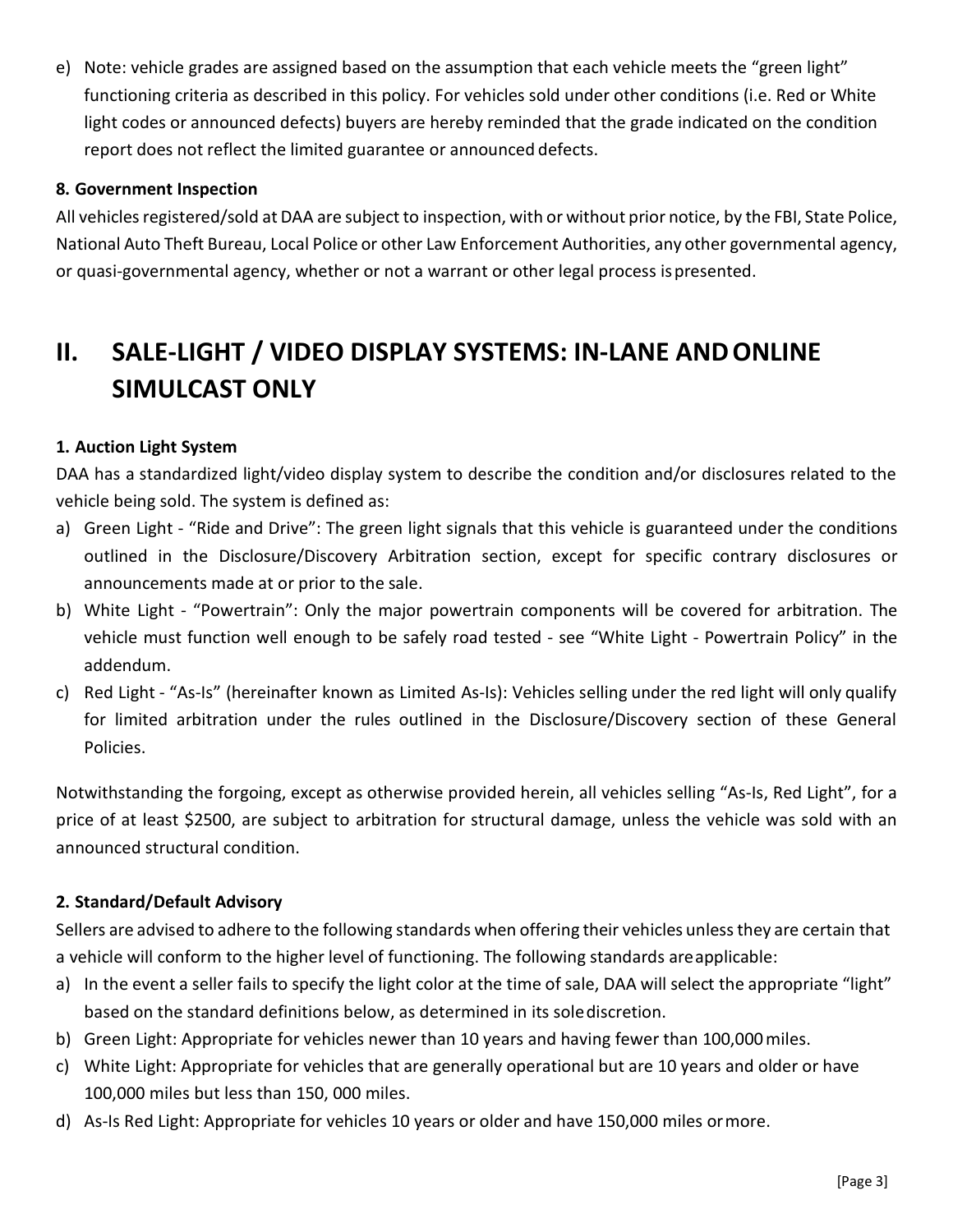e) Note: vehicle grades are assigned based on the assumption that each vehicle meets the "green light" functioning criteria as described in this policy. For vehicles sold under other conditions (i.e. Red or White light codes or announced defects) buyers are hereby reminded that the grade indicated on the condition report does not reflect the limited guarantee or announced defects.

**8. Government Inspection**

All vehicles registered/sold at DAA are subject to inspection, with or without prior notice, by the FBI, State Police, National Auto Theft Bureau, Local Police or other Law Enforcement Authorities, any other governmental agency, or quasi-governmental agency, whether or not a warrant or other legal process is presented.

# II. SALE-LIGHT / VIDEO DISPLAY SYSTEMS: IN-LANE AND ONLINE SIMULCAST ONLY

**1. Auction Light System**

DAA has a standardized light/video display system to describe the condition and/or disclosures related to the vehicle being sold. The system is defined as:

a) Green Light - "Ride and Drive": The green light signals that this vehicle is guaranteed under the conditions outlined in the Disclosure/Discovery Arbitration section, except for specific contrary disclosures or announcements made at or prior to the sale.
b) White Light - "Powertrain": Only the major powertrain components will be covered for arbitration. The vehicle must function well enough to be safely road tested - see "White Light - Powertrain Policy" in the addendum.
c) Red Light - "As-Is" (hereinafter known as Limited As-Is): Vehicles selling under the red light will only qualify for limited arbitration under the rules outlined in the Disclosure/Discovery section of these General Policies.

Notwithstanding the forgoing, except as otherwise provided herein, all vehicles selling "As-Is, Red Light", for a price of at least $2500, are subject to arbitration for structural damage, unless the vehicle was sold with an announced structural condition.

**2. Standard/Default Advisory**

Sellers are advised to adhere to the following standards when offering their vehicles unless they are certain that a vehicle will conform to the higher level of functioning. The following standards are applicable:

a) In the event a seller fails to specify the light color at the time of sale, DAA will select the appropriate "light" based on the standard definitions below, as determined in its sole discretion.
b) Green Light: Appropriate for vehicles newer than 10 years and having fewer than 100,000 miles.
c) White Light: Appropriate for vehicles that are generally operational but are 10 years and older or have 100,000 miles but less than 150, 000 miles.
d) As-Is Red Light: Appropriate for vehicles 10 years or older and have 150,000 miles or more.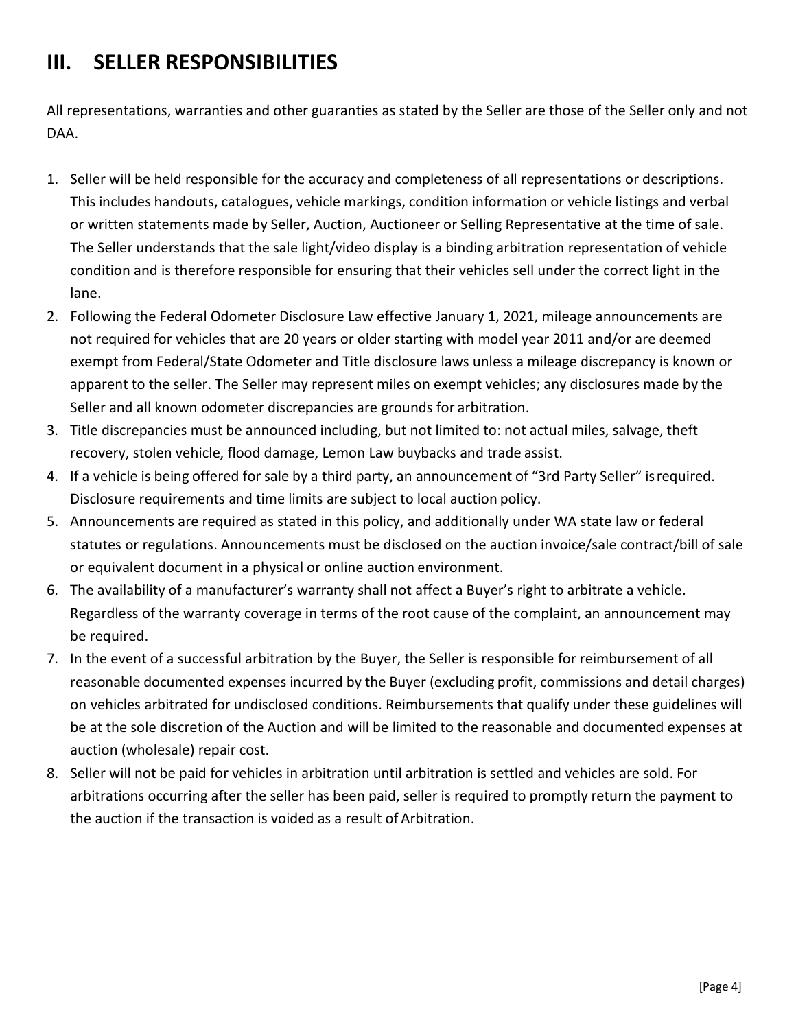## III. SELLER RESPONSIBILITIES

All representations, warranties and other guaranties as stated by the Seller are those of the Seller only and not DAA.

1. Seller will be held responsible for the accuracy and completeness of all representations or descriptions. This includes handouts, catalogues, vehicle markings, condition information or vehicle listings and verbal or written statements made by Seller, Auction, Auctioneer or Selling Representative at the time of sale. The Seller understands that the sale light/video display is a binding arbitration representation of vehicle condition and is therefore responsible for ensuring that their vehicles sell under the correct light in the lane.
2. Following the Federal Odometer Disclosure Law effective January 1, 2021, mileage announcements are not required for vehicles that are 20 years or older starting with model year 2011 and/or are deemed exempt from Federal/State Odometer and Title disclosure laws unless a mileage discrepancy is known or apparent to the seller. The Seller may represent miles on exempt vehicles; any disclosures made by the Seller and all known odometer discrepancies are grounds for arbitration.
3. Title discrepancies must be announced including, but not limited to: not actual miles, salvage, theft recovery, stolen vehicle, flood damage, Lemon Law buybacks and trade assist.
4. If a vehicle is being offered for sale by a third party, an announcement of "3rd Party Seller" is required. Disclosure requirements and time limits are subject to local auction policy.
5. Announcements are required as stated in this policy, and additionally under WA state law or federal statutes or regulations. Announcements must be disclosed on the auction invoice/sale contract/bill of sale or equivalent document in a physical or online auction environment.
6. The availability of a manufacturer's warranty shall not affect a Buyer's right to arbitrate a vehicle. Regardless of the warranty coverage in terms of the root cause of the complaint, an announcement may be required.
7. In the event of a successful arbitration by the Buyer, the Seller is responsible for reimbursement of all reasonable documented expenses incurred by the Buyer (excluding profit, commissions and detail charges) on vehicles arbitrated for undisclosed conditions. Reimbursements that qualify under these guidelines will be at the sole discretion of the Auction and will be limited to the reasonable and documented expenses at auction (wholesale) repair cost.
8. Seller will not be paid for vehicles in arbitration until arbitration is settled and vehicles are sold. For arbitrations occurring after the seller has been paid, seller is required to promptly return the payment to the auction if the transaction is voided as a result of Arbitration.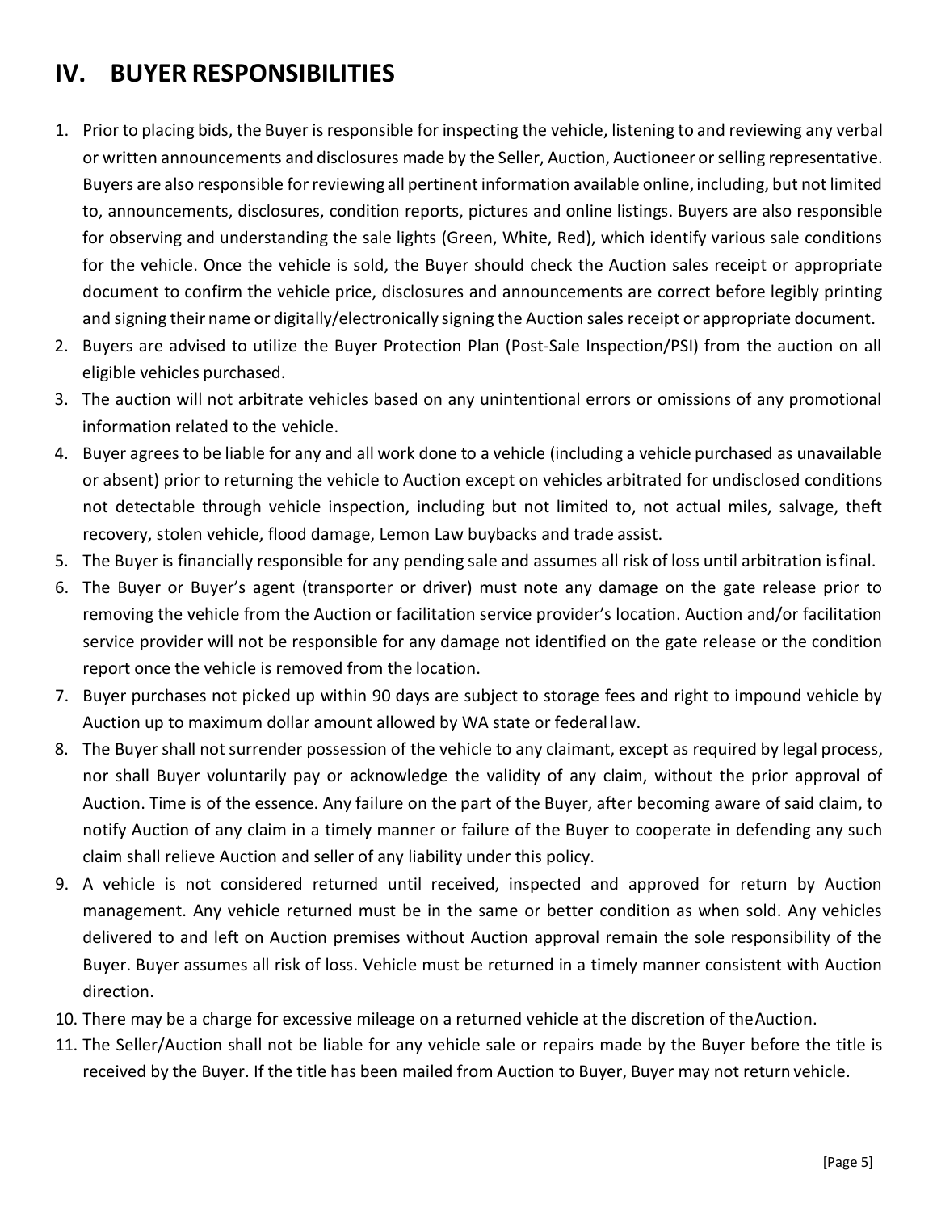## IV. BUYER RESPONSIBILITIES

1. Prior to placing bids, the Buyer is responsible for inspecting the vehicle, listening to and reviewing any verbal or written announcements and disclosures made by the Seller, Auction, Auctioneer or selling representative. Buyers are also responsible for reviewing all pertinent information available online, including, but not limited to, announcements, disclosures, condition reports, pictures and online listings. Buyers are also responsible for observing and understanding the sale lights (Green, White, Red), which identify various sale conditions for the vehicle. Once the vehicle is sold, the Buyer should check the Auction sales receipt or appropriate document to confirm the vehicle price, disclosures and announcements are correct before legibly printing and signing their name or digitally/electronically signing the Auction sales receipt or appropriate document.
2. Buyers are advised to utilize the Buyer Protection Plan (Post-Sale Inspection/PSI) from the auction on all eligible vehicles purchased.
3. The auction will not arbitrate vehicles based on any unintentional errors or omissions of any promotional information related to the vehicle.
4. Buyer agrees to be liable for any and all work done to a vehicle (including a vehicle purchased as unavailable or absent) prior to returning the vehicle to Auction except on vehicles arbitrated for undisclosed conditions not detectable through vehicle inspection, including but not limited to, not actual miles, salvage, theft recovery, stolen vehicle, flood damage, Lemon Law buybacks and trade assist.
5. The Buyer is financially responsible for any pending sale and assumes all risk of loss until arbitration is final.
6. The Buyer or Buyer's agent (transporter or driver) must note any damage on the gate release prior to removing the vehicle from the Auction or facilitation service provider's location. Auction and/or facilitation service provider will not be responsible for any damage not identified on the gate release or the condition report once the vehicle is removed from the location.
7. Buyer purchases not picked up within 90 days are subject to storage fees and right to impound vehicle by Auction up to maximum dollar amount allowed by WA state or federal law.
8. The Buyer shall not surrender possession of the vehicle to any claimant, except as required by legal process, nor shall Buyer voluntarily pay or acknowledge the validity of any claim, without the prior approval of Auction. Time is of the essence. Any failure on the part of the Buyer, after becoming aware of said claim, to notify Auction of any claim in a timely manner or failure of the Buyer to cooperate in defending any such claim shall relieve Auction and seller of any liability under this policy.
9. A vehicle is not considered returned until received, inspected and approved for return by Auction management. Any vehicle returned must be in the same or better condition as when sold. Any vehicles delivered to and left on Auction premises without Auction approval remain the sole responsibility of the Buyer. Buyer assumes all risk of loss. Vehicle must be returned in a timely manner consistent with Auction direction.
10. There may be a charge for excessive mileage on a returned vehicle at the discretion of the Auction.
11. The Seller/Auction shall not be liable for any vehicle sale or repairs made by the Buyer before the title is received by the Buyer. If the title has been mailed from Auction to Buyer, Buyer may not return vehicle.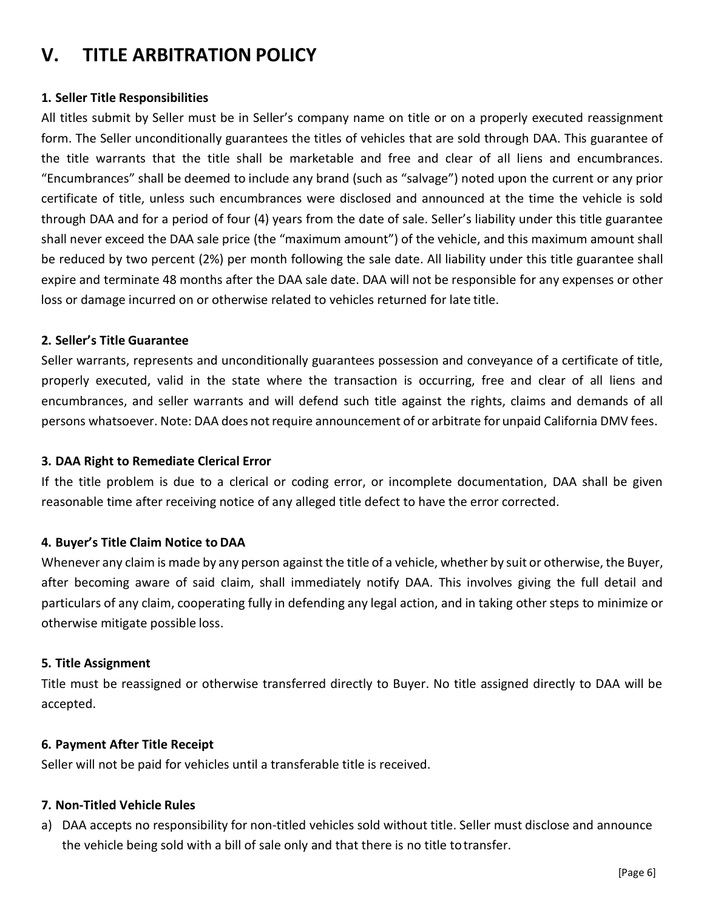# V. TITLE ARBITRATION POLICY

**1. Seller Title Responsibilities**

All titles submit by Seller must be in Seller's company name on title or on a properly executed reassignment form. The Seller unconditionally guarantees the titles of vehicles that are sold through DAA. This guarantee of the title warrants that the title shall be marketable and free and clear of all liens and encumbrances. "Encumbrances" shall be deemed to include any brand (such as "salvage") noted upon the current or any prior certificate of title, unless such encumbrances were disclosed and announced at the time the vehicle is sold through DAA and for a period of four (4) years from the date of sale. Seller's liability under this title guarantee shall never exceed the DAA sale price (the "maximum amount") of the vehicle, and this maximum amount shall be reduced by two percent (2%) per month following the sale date. All liability under this title guarantee shall expire and terminate 48 months after the DAA sale date. DAA will not be responsible for any expenses or other loss or damage incurred on or otherwise related to vehicles returned for late title.

**2. Seller's Title Guarantee**

Seller warrants, represents and unconditionally guarantees possession and conveyance of a certificate of title, properly executed, valid in the state where the transaction is occurring, free and clear of all liens and encumbrances, and seller warrants and will defend such title against the rights, claims and demands of all persons whatsoever. Note: DAA does not require announcement of or arbitrate for unpaid California DMV fees.

**3. DAA Right to Remediate Clerical Error**

If the title problem is due to a clerical or coding error, or incomplete documentation, DAA shall be given reasonable time after receiving notice of any alleged title defect to have the error corrected.

**4. Buyer's Title Claim Notice to DAA**

Whenever any claim is made by any person against the title of a vehicle, whether by suit or otherwise, the Buyer, after becoming aware of said claim, shall immediately notify DAA. This involves giving the full detail and particulars of any claim, cooperating fully in defending any legal action, and in taking other steps to minimize or otherwise mitigate possible loss.

**5. Title Assignment**

Title must be reassigned or otherwise transferred directly to Buyer. No title assigned directly to DAA will be accepted.

**6. Payment After Title Receipt**

Seller will not be paid for vehicles until a transferable title is received.

**7. Non-Titled Vehicle Rules**

a) DAA accepts no responsibility for non-titled vehicles sold without title. Seller must disclose and announce the vehicle being sold with a bill of sale only and that there is no title to transfer.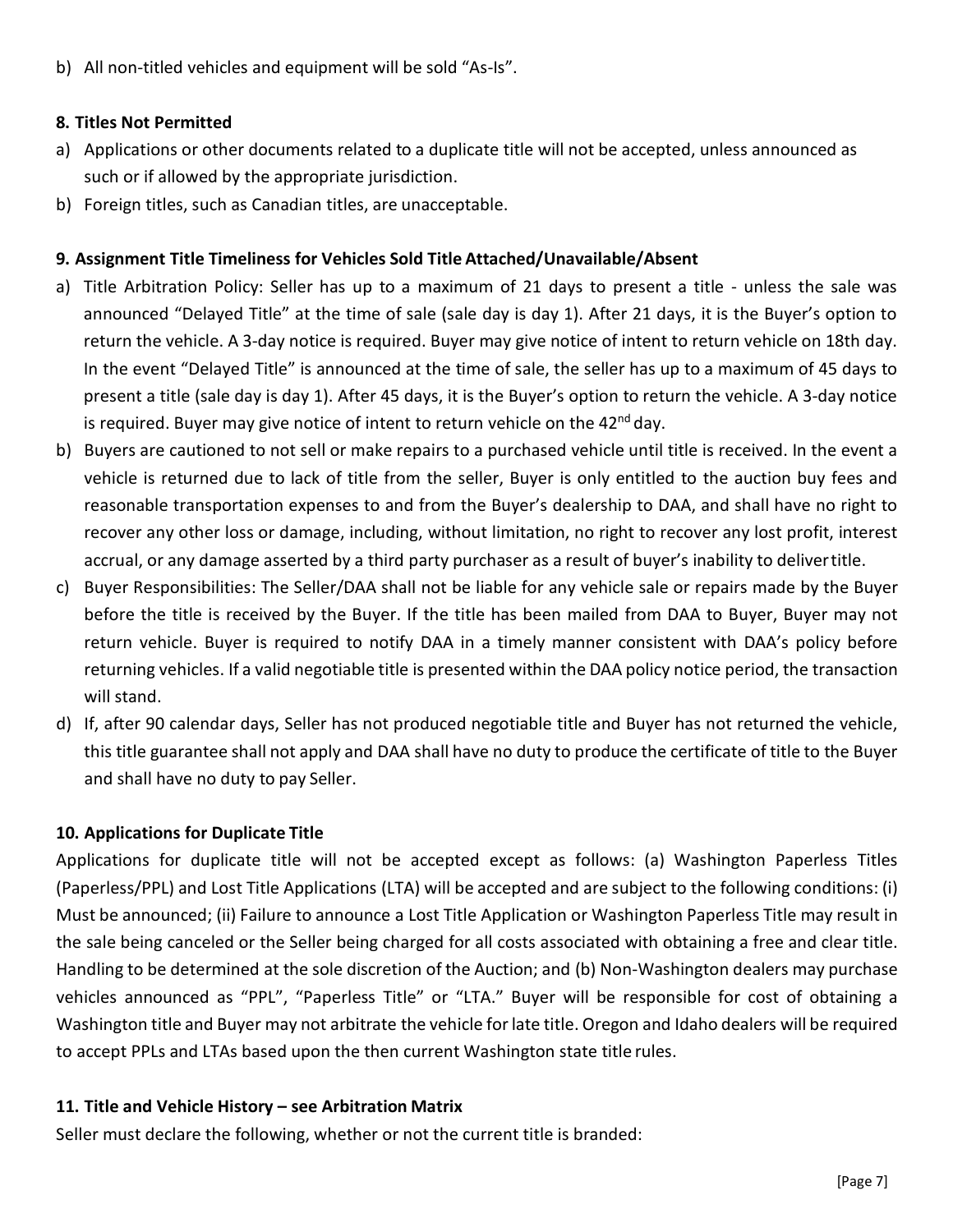b) All non-titled vehicles and equipment will be sold "As-Is".

**8. Titles Not Permitted**

a) Applications or other documents related to a duplicate title will not be accepted, unless announced as such or if allowed by the appropriate jurisdiction.
b) Foreign titles, such as Canadian titles, are unacceptable.

**9. Assignment Title Timeliness for Vehicles Sold Title Attached/Unavailable/Absent**

a) Title Arbitration Policy: Seller has up to a maximum of 21 days to present a title - unless the sale was announced "Delayed Title" at the time of sale (sale day is day 1). After 21 days, it is the Buyer's option to return the vehicle. A 3-day notice is required. Buyer may give notice of intent to return vehicle on 18th day. In the event "Delayed Title" is announced at the time of sale, the seller has up to a maximum of 45 days to present a title (sale day is day 1). After 45 days, it is the Buyer's option to return the vehicle. A 3-day notice is required. Buyer may give notice of intent to return vehicle on the 42nd day.
b) Buyers are cautioned to not sell or make repairs to a purchased vehicle until title is received. In the event a vehicle is returned due to lack of title from the seller, Buyer is only entitled to the auction buy fees and reasonable transportation expenses to and from the Buyer's dealership to DAA, and shall have no right to recover any other loss or damage, including, without limitation, no right to recover any lost profit, interest accrual, or any damage asserted by a third party purchaser as a result of buyer's inability to deliver title.
c) Buyer Responsibilities: The Seller/DAA shall not be liable for any vehicle sale or repairs made by the Buyer before the title is received by the Buyer. If the title has been mailed from DAA to Buyer, Buyer may not return vehicle. Buyer is required to notify DAA in a timely manner consistent with DAA's policy before returning vehicles. If a valid negotiable title is presented within the DAA policy notice period, the transaction will stand.
d) If, after 90 calendar days, Seller has not produced negotiable title and Buyer has not returned the vehicle, this title guarantee shall not apply and DAA shall have no duty to produce the certificate of title to the Buyer and shall have no duty to pay Seller.

**10. Applications for Duplicate Title**

Applications for duplicate title will not be accepted except as follows: (a) Washington Paperless Titles (Paperless/PPL) and Lost Title Applications (LTA) will be accepted and are subject to the following conditions: (i) Must be announced; (ii) Failure to announce a Lost Title Application or Washington Paperless Title may result in the sale being canceled or the Seller being charged for all costs associated with obtaining a free and clear title. Handling to be determined at the sole discretion of the Auction; and (b) Non-Washington dealers may purchase vehicles announced as "PPL", "Paperless Title" or "LTA." Buyer will be responsible for cost of obtaining a Washington title and Buyer may not arbitrate the vehicle for late title. Oregon and Idaho dealers will be required to accept PPLs and LTAs based upon the then current Washington state title rules.

**11. Title and Vehicle History – see Arbitration Matrix**

Seller must declare the following, whether or not the current title is branded: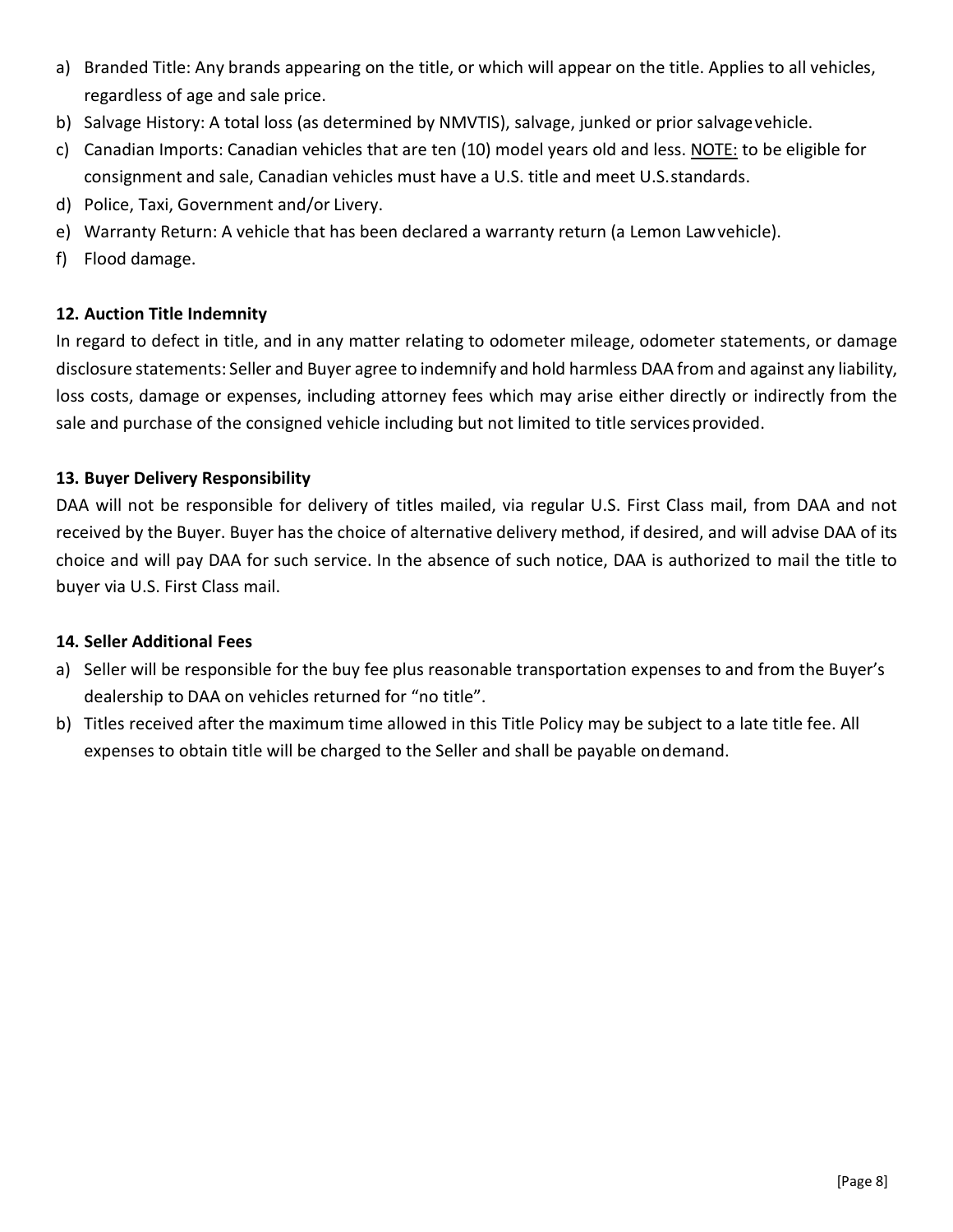a) Branded Title: Any brands appearing on the title, or which will appear on the title. Applies to all vehicles, regardless of age and sale price.
b) Salvage History: A total loss (as determined by NMVTIS), salvage, junked or prior salvage vehicle.
c) Canadian Imports: Canadian vehicles that are ten (10) model years old and less. NOTE: to be eligible for consignment and sale, Canadian vehicles must have a U.S. title and meet U.S. standards.
d) Police, Taxi, Government and/or Livery.
e) Warranty Return: A vehicle that has been declared a warranty return (a Lemon Law vehicle).
f) Flood damage.

**12. Auction Title Indemnity**

In regard to defect in title, and in any matter relating to odometer mileage, odometer statements, or damage disclosure statements: Seller and Buyer agree to indemnify and hold harmless DAA from and against any liability, loss costs, damage or expenses, including attorney fees which may arise either directly or indirectly from the sale and purchase of the consigned vehicle including but not limited to title services provided.

**13. Buyer Delivery Responsibility**

DAA will not be responsible for delivery of titles mailed, via regular U.S. First Class mail, from DAA and not received by the Buyer. Buyer has the choice of alternative delivery method, if desired, and will advise DAA of its choice and will pay DAA for such service. In the absence of such notice, DAA is authorized to mail the title to buyer via U.S. First Class mail.

**14. Seller Additional Fees**

a) Seller will be responsible for the buy fee plus reasonable transportation expenses to and from the Buyer's dealership to DAA on vehicles returned for "no title".
b) Titles received after the maximum time allowed in this Title Policy may be subject to a late title fee. All expenses to obtain title will be charged to the Seller and shall be payable on demand.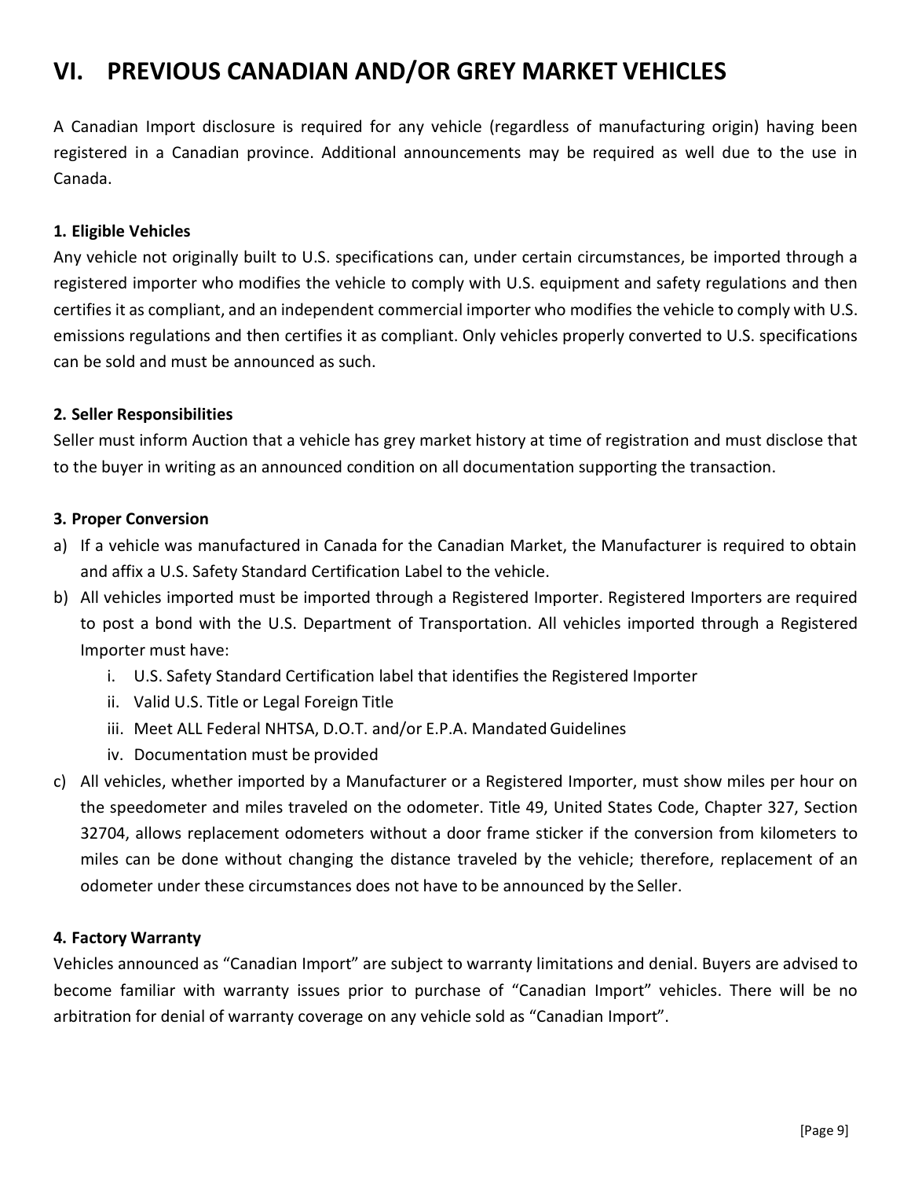# VI. PREVIOUS CANADIAN AND/OR GREY MARKET VEHICLES

A Canadian Import disclosure is required for any vehicle (regardless of manufacturing origin) having been registered in a Canadian province. Additional announcements may be required as well due to the use in Canada.

**1. Eligible Vehicles**

Any vehicle not originally built to U.S. specifications can, under certain circumstances, be imported through a registered importer who modifies the vehicle to comply with U.S. equipment and safety regulations and then certifies it as compliant, and an independent commercial importer who modifies the vehicle to comply with U.S. emissions regulations and then certifies it as compliant. Only vehicles properly converted to U.S. specifications can be sold and must be announced as such.

**2. Seller Responsibilities**

Seller must inform Auction that a vehicle has grey market history at time of registration and must disclose that to the buyer in writing as an announced condition on all documentation supporting the transaction.

**3. Proper Conversion**

a) If a vehicle was manufactured in Canada for the Canadian Market, the Manufacturer is required to obtain and affix a U.S. Safety Standard Certification Label to the vehicle.

b) All vehicles imported must be imported through a Registered Importer. Registered Importers are required to post a bond with the U.S. Department of Transportation. All vehicles imported through a Registered Importer must have:

    i. U.S. Safety Standard Certification label that identifies the Registered Importer
    ii. Valid U.S. Title or Legal Foreign Title
    iii. Meet ALL Federal NHTSA, D.O.T. and/or E.P.A. Mandated Guidelines
    iv. Documentation must be provided

c) All vehicles, whether imported by a Manufacturer or a Registered Importer, must show miles per hour on the speedometer and miles traveled on the odometer. Title 49, United States Code, Chapter 327, Section 32704, allows replacement odometers without a door frame sticker if the conversion from kilometers to miles can be done without changing the distance traveled by the vehicle; therefore, replacement of an odometer under these circumstances does not have to be announced by the Seller.

**4. Factory Warranty**

Vehicles announced as "Canadian Import" are subject to warranty limitations and denial. Buyers are advised to become familiar with warranty issues prior to purchase of "Canadian Import" vehicles. There will be no arbitration for denial of warranty coverage on any vehicle sold as "Canadian Import".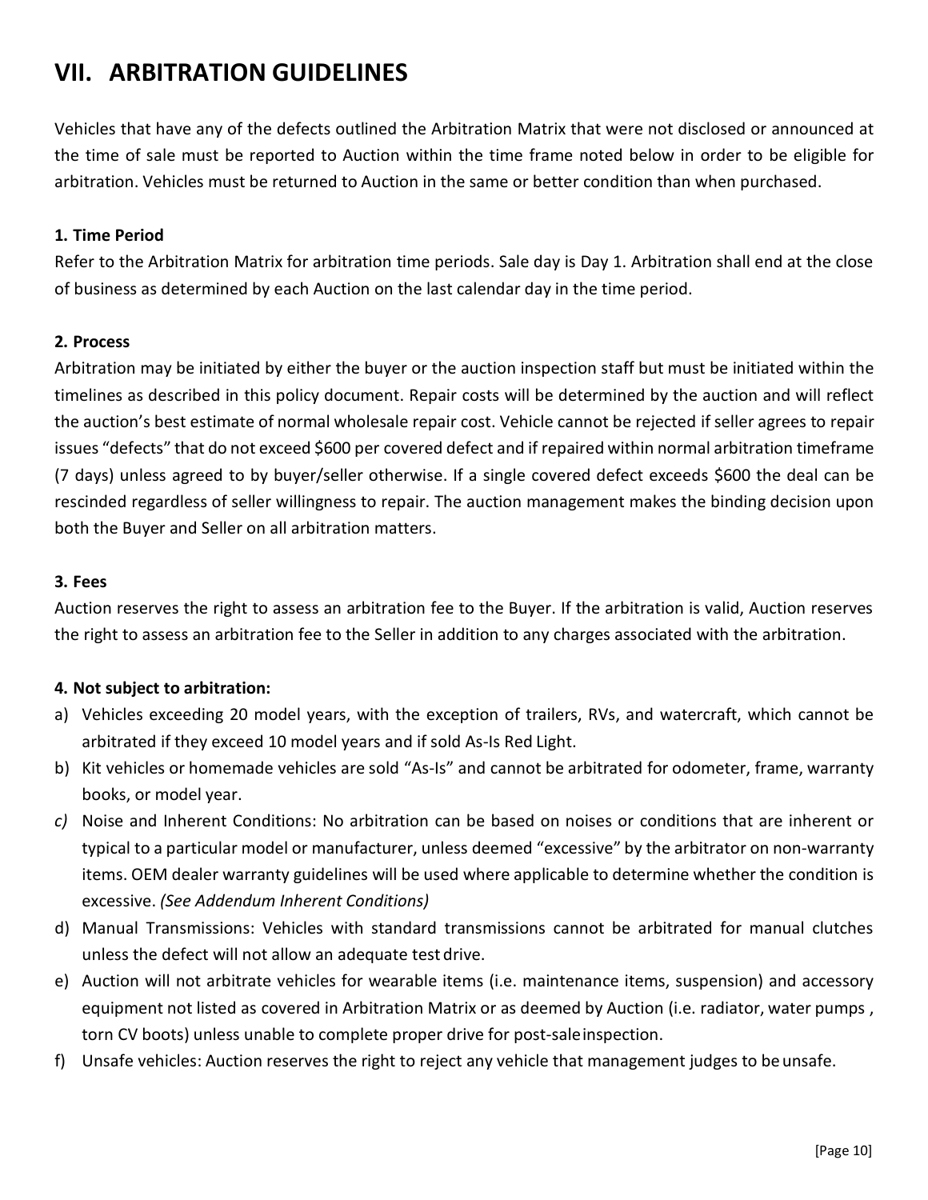# VII. ARBITRATION GUIDELINES

Vehicles that have any of the defects outlined the Arbitration Matrix that were not disclosed or announced at the time of sale must be reported to Auction within the time frame noted below in order to be eligible for arbitration. Vehicles must be returned to Auction in the same or better condition than when purchased.

**1. Time Period**

Refer to the Arbitration Matrix for arbitration time periods. Sale day is Day 1. Arbitration shall end at the close of business as determined by each Auction on the last calendar day in the time period.

**2. Process**

Arbitration may be initiated by either the buyer or the auction inspection staff but must be initiated within the timelines as described in this policy document. Repair costs will be determined by the auction and will reflect the auction's best estimate of normal wholesale repair cost. Vehicle cannot be rejected if seller agrees to repair issues "defects" that do not exceed $600 per covered defect and if repaired within normal arbitration timeframe (7 days) unless agreed to by buyer/seller otherwise. If a single covered defect exceeds $600 the deal can be rescinded regardless of seller willingness to repair. The auction management makes the binding decision upon both the Buyer and Seller on all arbitration matters.

**3. Fees**

Auction reserves the right to assess an arbitration fee to the Buyer. If the arbitration is valid, Auction reserves the right to assess an arbitration fee to the Seller in addition to any charges associated with the arbitration.

**4. Not subject to arbitration:**

a) Vehicles exceeding 20 model years, with the exception of trailers, RVs, and watercraft, which cannot be arbitrated if they exceed 10 model years and if sold As-Is Red Light.

b) Kit vehicles or homemade vehicles are sold "As-Is" and cannot be arbitrated for odometer, frame, warranty books, or model year.

*c)* Noise and Inherent Conditions: No arbitration can be based on noises or conditions that are inherent or typical to a particular model or manufacturer, unless deemed "excessive" by the arbitrator on non-warranty items. OEM dealer warranty guidelines will be used where applicable to determine whether the condition is excessive. *(See Addendum Inherent Conditions)*

d) Manual Transmissions: Vehicles with standard transmissions cannot be arbitrated for manual clutches unless the defect will not allow an adequate test drive.

e) Auction will not arbitrate vehicles for wearable items (i.e. maintenance items, suspension) and accessory equipment not listed as covered in Arbitration Matrix or as deemed by Auction (i.e. radiator, water pumps , torn CV boots) unless unable to complete proper drive for post-sale inspection.

f) Unsafe vehicles: Auction reserves the right to reject any vehicle that management judges to be unsafe.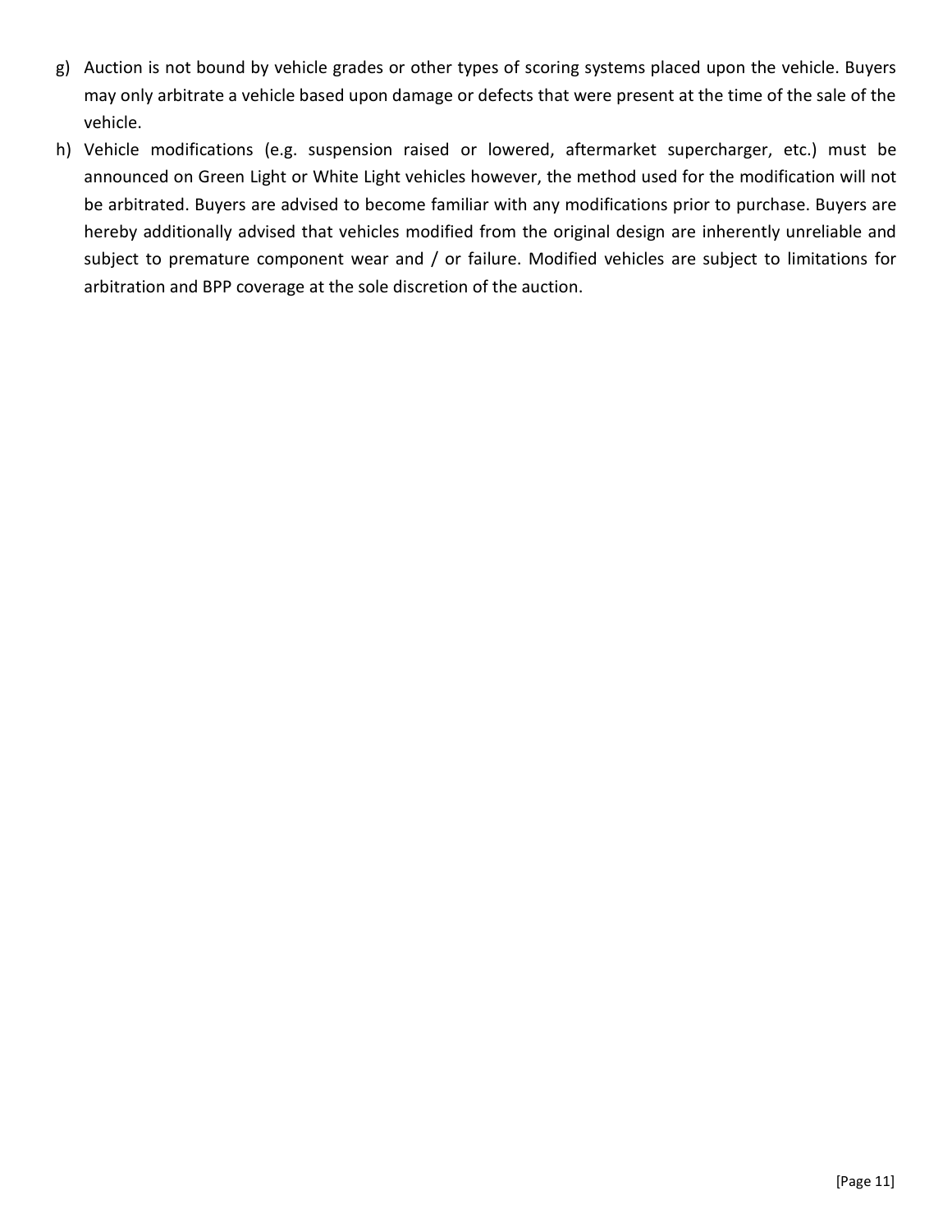g) Auction is not bound by vehicle grades or other types of scoring systems placed upon the vehicle. Buyers may only arbitrate a vehicle based upon damage or defects that were present at the time of the sale of the vehicle.

h) Vehicle modifications (e.g. suspension raised or lowered, aftermarket supercharger, etc.) must be announced on Green Light or White Light vehicles however, the method used for the modification will not be arbitrated. Buyers are advised to become familiar with any modifications prior to purchase. Buyers are hereby additionally advised that vehicles modified from the original design are inherently unreliable and subject to premature component wear and / or failure. Modified vehicles are subject to limitations for arbitration and BPP coverage at the sole discretion of the auction.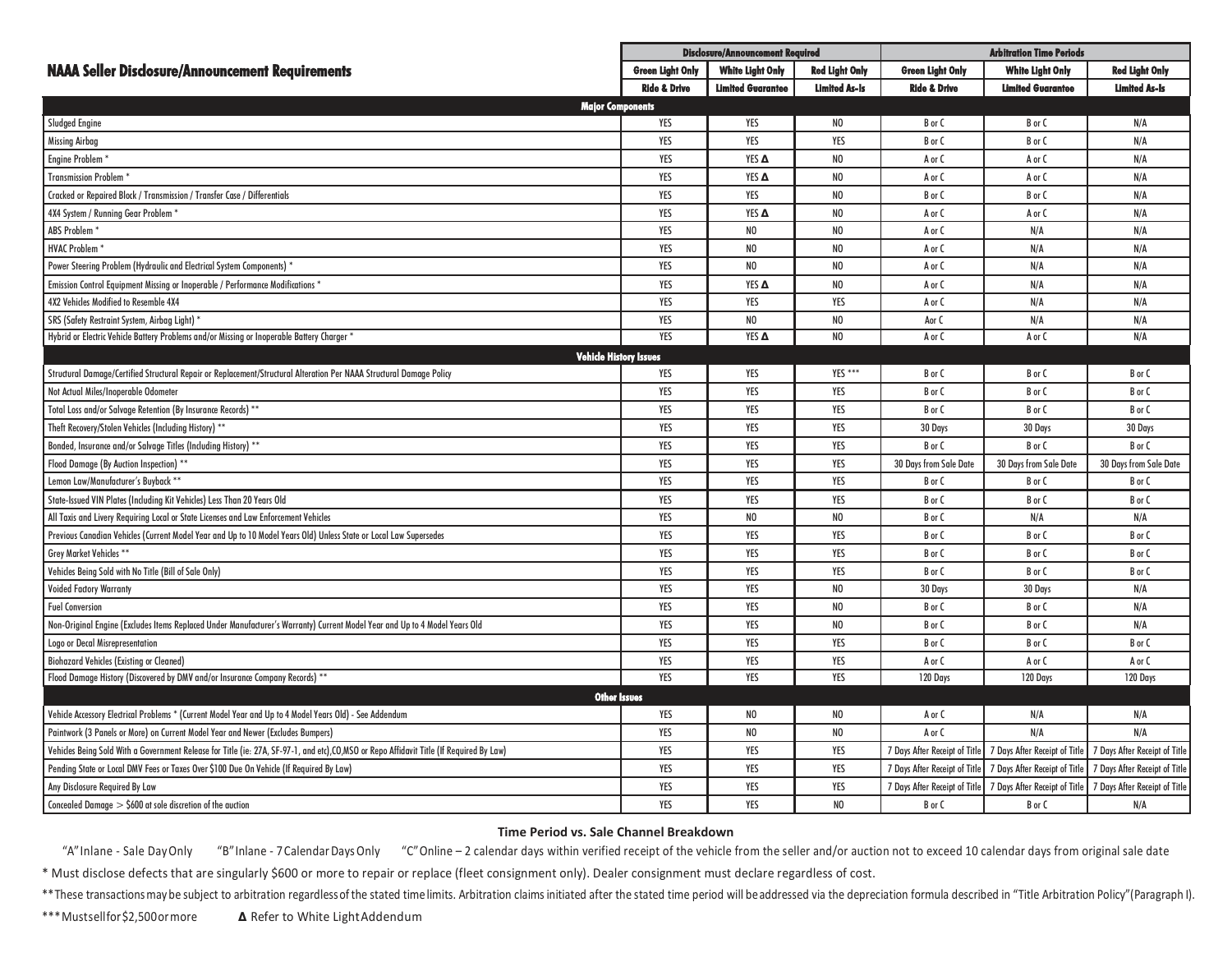## NAAA Seller Disclosure/Announcement Requirements

| | Disclosure/Announcement Required | | | Arbitration Time Periods | | |
|---|---|---|---|---|---|---|
| | Green Light Only | White Light Only | Red Light Only | Green Light Only | White Light Only | Red Light Only |
| | Ride & Drive | Limited Guarantee | Limited As-Is | Ride & Drive | Limited Guarantee | Limited As-Is |
| **Major Components** | | | | | | |
| Sludged Engine | YES | YES | NO | B or C | B or C | N/A |
| Missing Airbag | YES | YES | YES | B or C | B or C | N/A |
| Engine Problem * | YES | YES Δ | NO | A or C | A or C | N/A |
| Transmission Problem * | YES | YES Δ | NO | A or C | A or C | N/A |
| Cracked or Repaired Block / Transmission / Transfer Case / Differentials | YES | YES | NO | B or C | B or C | N/A |
| 4X4 System / Running Gear Problem * | YES | YES Δ | NO | A or C | A or C | N/A |
| ABS Problem * | YES | NO | NO | A or C | N/A | N/A |
| HVAC Problem * | YES | NO | NO | A or C | N/A | N/A |
| Power Steering Problem (Hydraulic and Electrical System Components) * | YES | NO | NO | A or C | N/A | N/A |
| Emission Control Equipment Missing or Inoperable / Performance Modifications * | YES | YES Δ | NO | A or C | N/A | N/A |
| 4X2 Vehicles Modified to Resemble 4X4 | YES | YES | YES | A or C | N/A | N/A |
| SRS (Safety Restraint System, Airbag Light) * | YES | NO | NO | Aor C | N/A | N/A |
| Hybrid or Electric Vehicle Battery Problems and/or Missing or Inoperable Battery Charger * | YES | YES Δ | NO | A or C | A or C | N/A |
| **Vehicle History Issues** | | | | | | |
| Structural Damage/Certified Structural Repair or Replacement/Structural Alteration Per NAAA Structural Damage Policy | YES | YES | YES *** | B or C | B or C | B or C |
| Not Actual Miles/Inoperable Odometer | YES | YES | YES | B or C | B or C | B or C |
| Total Loss and/or Salvage Retention (By Insurance Records) ** | YES | YES | YES | B or C | B or C | B or C |
| Theft Recovery/Stolen Vehicles (Including History) ** | YES | YES | YES | 30 Days | 30 Days | 30 Days |
| Bonded, Insurance and/or Salvage Titles (Including History) ** | YES | YES | YES | B or C | B or C | B or C |
| Flood Damage (By Auction Inspection) ** | YES | YES | YES | 30 Days from Sale Date | 30 Days from Sale Date | 30 Days from Sale Date |
| Lemon Law/Manufacturer's Buyback ** | YES | YES | YES | B or C | B or C | B or C |
| State-Issued VIN Plates (Including Kit Vehicles) Less Than 20 Years Old | YES | YES | YES | B or C | B or C | B or C |
| All Taxis and Livery Requiring Local or State Licenses and Law Enforcement Vehicles | YES | NO | NO | B or C | N/A | N/A |
| Previous Canadian Vehicles (Current Model Year and Up to 10 Model Years Old) Unless State or Local Law Supersedes | YES | YES | YES | B or C | B or C | B or C |
| Grey Market Vehicles ** | YES | YES | YES | B or C | B or C | B or C |
| Vehicles Being Sold with No Title (Bill of Sale Only) | YES | YES | YES | B or C | B or C | B or C |
| Voided Factory Warranty | YES | YES | NO | 30 Days | 30 Days | N/A |
| Fuel Conversion | YES | YES | NO | B or C | B or C | N/A |
| Non-Original Engine (Excludes Items Replaced Under Manufacturer's Warranty) Current Model Year and Up to 4 Model Years Old | YES | YES | NO | B or C | B or C | N/A |
| Logo or Decal Misrepresentation | YES | YES | YES | B or C | B or C | B or C |
| Biohazard Vehicles (Existing or Cleaned) | YES | YES | YES | A or C | A or C | A or C |
| Flood Damage History (Discovered by DMV and/or Insurance Company Records) ** | YES | YES | YES | 120 Days | 120 Days | 120 Days |
| **Other Issues** | | | | | | |
| Vehicle Accessory Electrical Problems * (Current Model Year and Up to 4 Model Years Old) - See Addendum | YES | NO | NO | A or C | N/A | N/A |
| Paintwork (3 Panels or More) on Current Model Year and Newer (Excludes Bumpers) | YES | NO | NO | A or C | N/A | N/A |
| Vehicles Being Sold With a Government Release for Title (ie: 27A, SF-97-1, and etc),CO,MSO or Repo Affidavit Title (If Required By Law) | YES | YES | YES | 7 Days After Receipt of Title | 7 Days After Receipt of Title | 7 Days After Receipt of Title |
| Pending State or Local DMV Fees or Taxes Over $100 Due On Vehicle (If Required By Law) | YES | YES | YES | 7 Days After Receipt of Title | 7 Days After Receipt of Title | 7 Days After Receipt of Title |
| Any Disclosure Required By Law | YES | YES | YES | 7 Days After Receipt of Title | 7 Days After Receipt of Title | 7 Days After Receipt of Title |
| Concealed Damage > $600 at sole discretion of the auction | YES | YES | NO | B or C | B or C | N/A |

**Time Period vs. Sale Channel Breakdown**

"A" Inlane - Sale Day Only "B" Inlane - 7 Calendar Days Only "C" Online – 2 calendar days within verified receipt of the vehicle from the seller and/or auction not to exceed 10 calendar days from original sale date

* Must disclose defects that are singularly $600 or more to repair or replace (fleet consignment only). Dealer consignment must declare regardless of cost.

** These transactions may be subject to arbitration regardless of the stated time limits. Arbitration claims initiated after the stated time period will be addressed via the depreciation formula described in "Title Arbitration Policy" (Paragraph I).

*** Must sell for $2,500 or more Δ Refer to White Light Addendum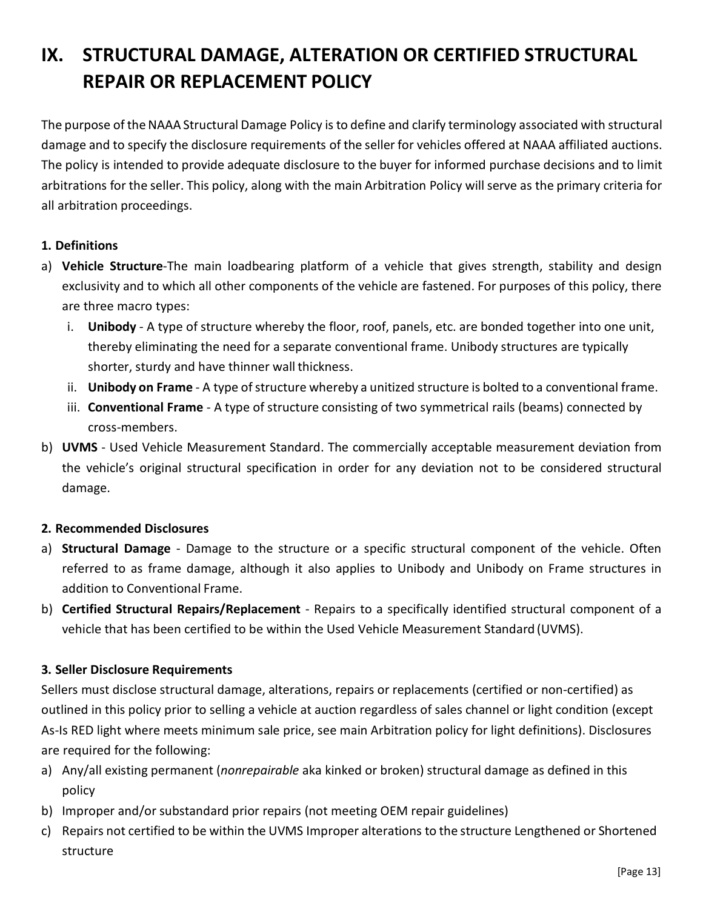# IX. STRUCTURAL DAMAGE, ALTERATION OR CERTIFIED STRUCTURAL REPAIR OR REPLACEMENT POLICY

The purpose of the NAAA Structural Damage Policy is to define and clarify terminology associated with structural damage and to specify the disclosure requirements of the seller for vehicles offered at NAAA affiliated auctions. The policy is intended to provide adequate disclosure to the buyer for informed purchase decisions and to limit arbitrations for the seller. This policy, along with the main Arbitration Policy will serve as the primary criteria for all arbitration proceedings.

**1. Definitions**

a) **Vehicle Structure**-The main loadbearing platform of a vehicle that gives strength, stability and design exclusivity and to which all other components of the vehicle are fastened. For purposes of this policy, there are three macro types:
   i. **Unibody** - A type of structure whereby the floor, roof, panels, etc. are bonded together into one unit, thereby eliminating the need for a separate conventional frame. Unibody structures are typically shorter, sturdy and have thinner wall thickness.
   ii. **Unibody on Frame** - A type of structure whereby a unitized structure is bolted to a conventional frame.
   iii. **Conventional Frame** - A type of structure consisting of two symmetrical rails (beams) connected by cross-members.

b) **UVMS** - Used Vehicle Measurement Standard. The commercially acceptable measurement deviation from the vehicle's original structural specification in order for any deviation not to be considered structural damage.

**2. Recommended Disclosures**

a) **Structural Damage** - Damage to the structure or a specific structural component of the vehicle. Often referred to as frame damage, although it also applies to Unibody and Unibody on Frame structures in addition to Conventional Frame.

b) **Certified Structural Repairs/Replacement** - Repairs to a specifically identified structural component of a vehicle that has been certified to be within the Used Vehicle Measurement Standard (UVMS).

**3. Seller Disclosure Requirements**

Sellers must disclose structural damage, alterations, repairs or replacements (certified or non-certified) as outlined in this policy prior to selling a vehicle at auction regardless of sales channel or light condition (except As-Is RED light where meets minimum sale price, see main Arbitration policy for light definitions). Disclosures are required for the following:

a) Any/all existing permanent (*nonrepairable* aka kinked or broken) structural damage as defined in this policy
b) Improper and/or substandard prior repairs (not meeting OEM repair guidelines)
c) Repairs not certified to be within the UVMS Improper alterations to the structure Lengthened or Shortened structure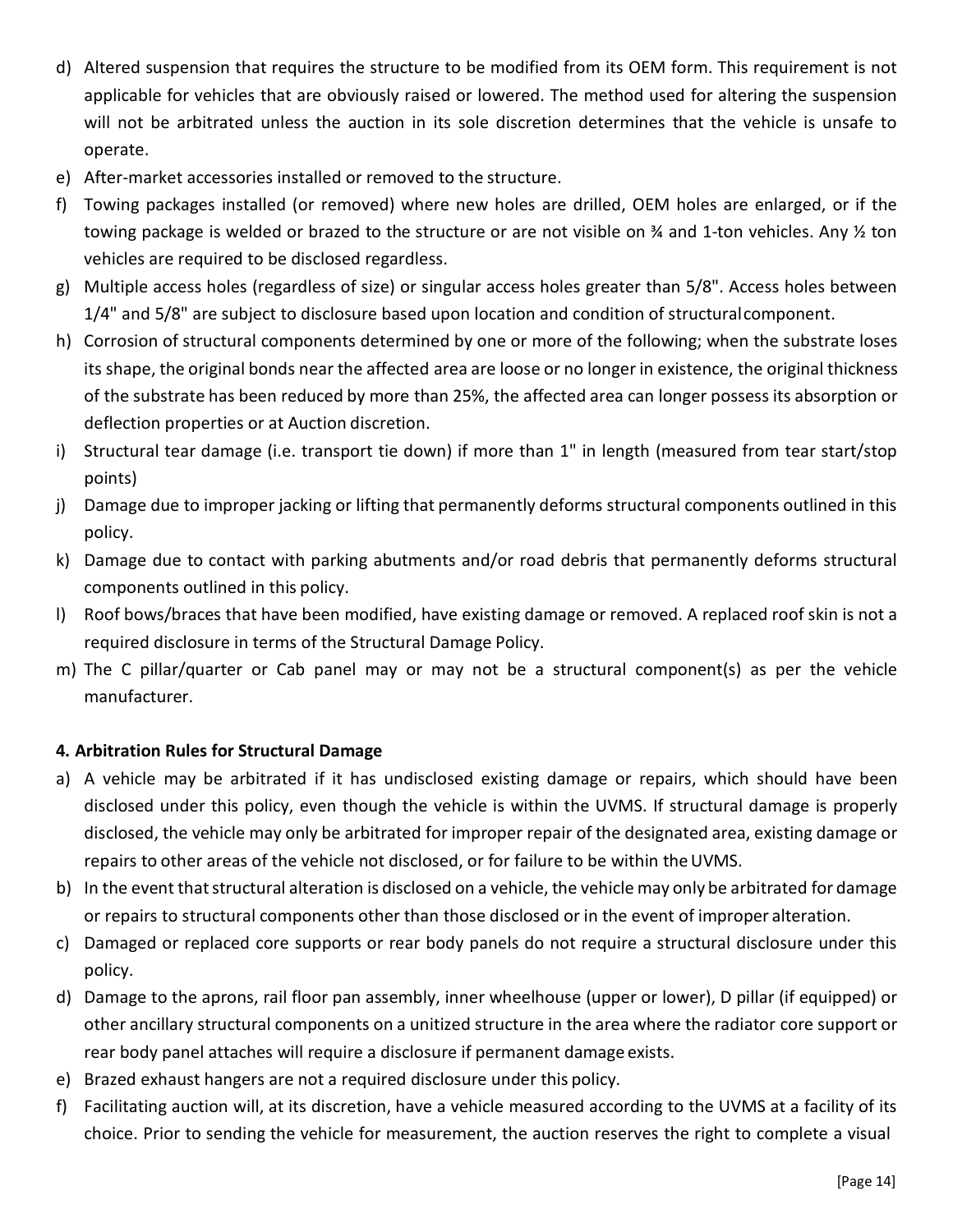d) Altered suspension that requires the structure to be modified from its OEM form. This requirement is not applicable for vehicles that are obviously raised or lowered. The method used for altering the suspension will not be arbitrated unless the auction in its sole discretion determines that the vehicle is unsafe to operate.
e) After-market accessories installed or removed to the structure.
f) Towing packages installed (or removed) where new holes are drilled, OEM holes are enlarged, or if the towing package is welded or brazed to the structure or are not visible on ¾ and 1-ton vehicles. Any ½ ton vehicles are required to be disclosed regardless.
g) Multiple access holes (regardless of size) or singular access holes greater than 5/8". Access holes between 1/4" and 5/8" are subject to disclosure based upon location and condition of structural component.
h) Corrosion of structural components determined by one or more of the following; when the substrate loses its shape, the original bonds near the affected area are loose or no longer in existence, the original thickness of the substrate has been reduced by more than 25%, the affected area can longer possess its absorption or deflection properties or at Auction discretion.
i) Structural tear damage (i.e. transport tie down) if more than 1" in length (measured from tear start/stop points)
j) Damage due to improper jacking or lifting that permanently deforms structural components outlined in this policy.
k) Damage due to contact with parking abutments and/or road debris that permanently deforms structural components outlined in this policy.
l) Roof bows/braces that have been modified, have existing damage or removed. A replaced roof skin is not a required disclosure in terms of the Structural Damage Policy.
m) The C pillar/quarter or Cab panel may or may not be a structural component(s) as per the vehicle manufacturer.

**4. Arbitration Rules for Structural Damage**

a) A vehicle may be arbitrated if it has undisclosed existing damage or repairs, which should have been disclosed under this policy, even though the vehicle is within the UVMS. If structural damage is properly disclosed, the vehicle may only be arbitrated for improper repair of the designated area, existing damage or repairs to other areas of the vehicle not disclosed, or for failure to be within the UVMS.
b) In the event that structural alteration is disclosed on a vehicle, the vehicle may only be arbitrated for damage or repairs to structural components other than those disclosed or in the event of improper alteration.
c) Damaged or replaced core supports or rear body panels do not require a structural disclosure under this policy.
d) Damage to the aprons, rail floor pan assembly, inner wheelhouse (upper or lower), D pillar (if equipped) or other ancillary structural components on a unitized structure in the area where the radiator core support or rear body panel attaches will require a disclosure if permanent damage exists.
e) Brazed exhaust hangers are not a required disclosure under this policy.
f) Facilitating auction will, at its discretion, have a vehicle measured according to the UVMS at a facility of its choice. Prior to sending the vehicle for measurement, the auction reserves the right to complete a visual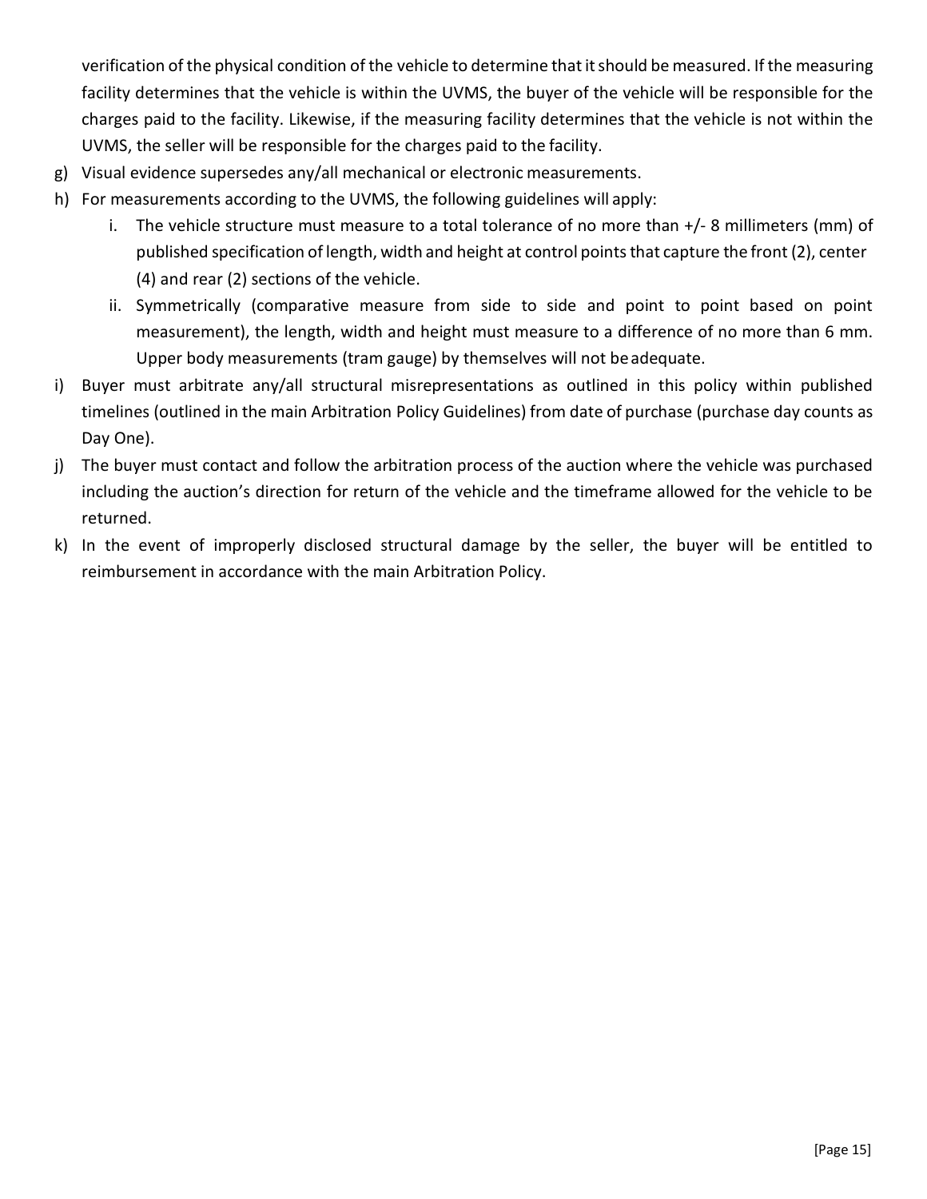verification of the physical condition of the vehicle to determine that it should be measured. If the measuring facility determines that the vehicle is within the UVMS, the buyer of the vehicle will be responsible for the charges paid to the facility. Likewise, if the measuring facility determines that the vehicle is not within the UVMS, the seller will be responsible for the charges paid to the facility.

g) Visual evidence supersedes any/all mechanical or electronic measurements.
h) For measurements according to the UVMS, the following guidelines will apply:
   i. The vehicle structure must measure to a total tolerance of no more than +/- 8 millimeters (mm) of published specification of length, width and height at control points that capture the front (2), center (4) and rear (2) sections of the vehicle.
   ii. Symmetrically (comparative measure from side to side and point to point based on point measurement), the length, width and height must measure to a difference of no more than 6 mm. Upper body measurements (tram gauge) by themselves will not be adequate.
i) Buyer must arbitrate any/all structural misrepresentations as outlined in this policy within published timelines (outlined in the main Arbitration Policy Guidelines) from date of purchase (purchase day counts as Day One).
j) The buyer must contact and follow the arbitration process of the auction where the vehicle was purchased including the auction's direction for return of the vehicle and the timeframe allowed for the vehicle to be returned.
k) In the event of improperly disclosed structural damage by the seller, the buyer will be entitled to reimbursement in accordance with the main Arbitration Policy.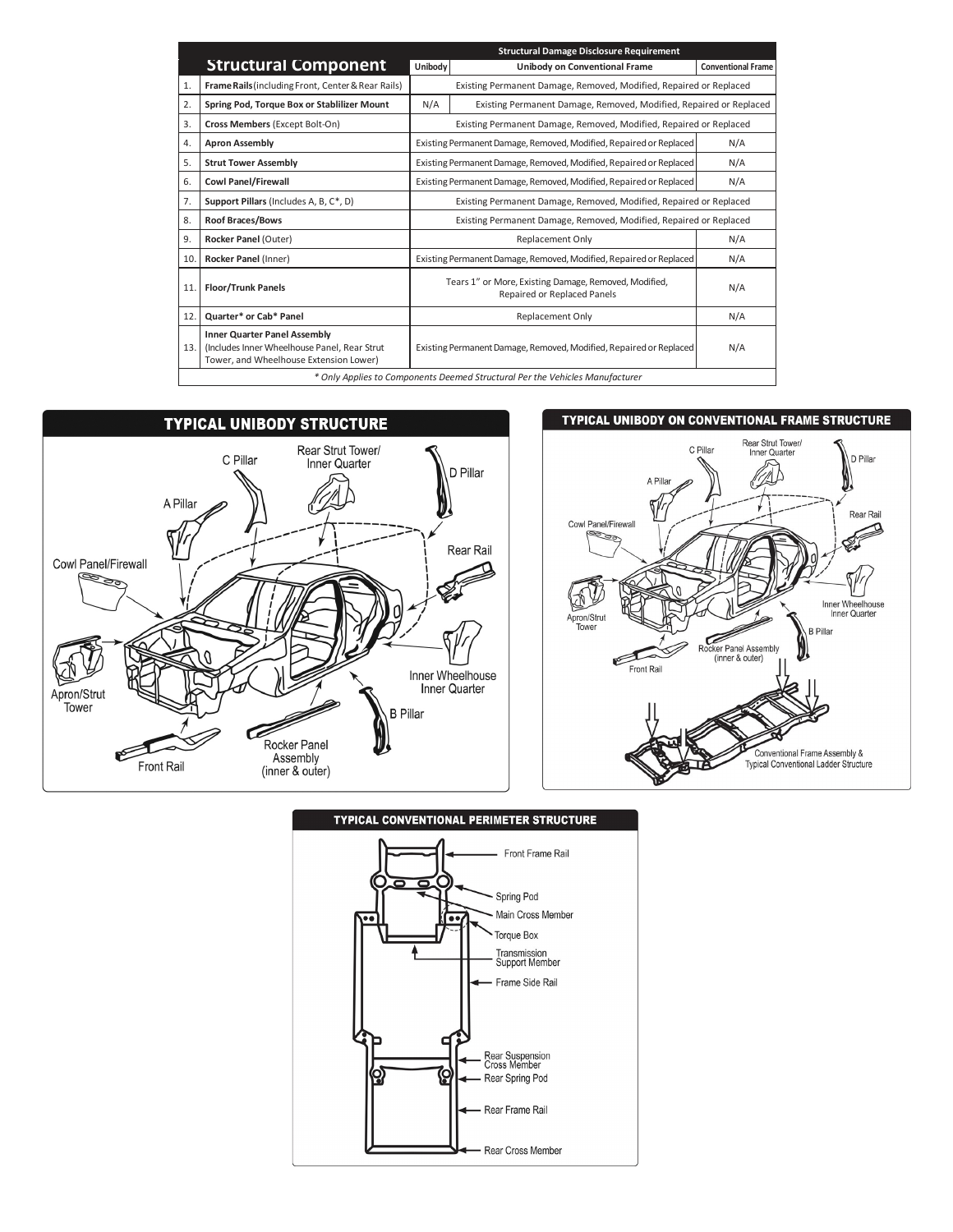| | Structural Component | Structural Damage Disclosure Requirement | | |
|---|---|---|---|---|
| | | Unibody | Unibody on Conventional Frame | Conventional Frame |
| 1. | **Frame Rails** (including Front, Center & Rear Rails) | Existing Permanent Damage, Removed, Modified, Repaired or Replaced | | |
| 2. | **Spring Pod, Torque Box or Stablilizer Mount** | N/A | Existing Permanent Damage, Removed, Modified, Repaired or Replaced | |
| 3. | **Cross Members** (Except Bolt-On) | Existing Permanent Damage, Removed, Modified, Repaired or Replaced | | |
| 4. | **Apron Assembly** | Existing Permanent Damage, Removed, Modified, Repaired or Replaced | | N/A |
| 5. | **Strut Tower Assembly** | Existing Permanent Damage, Removed, Modified, Repaired or Replaced | | N/A |
| 6. | **Cowl Panel/Firewall** | Existing Permanent Damage, Removed, Modified, Repaired or Replaced | | N/A |
| 7. | **Support Pillars** (Includes A, B, C*, D) | Existing Permanent Damage, Removed, Modified, Repaired or Replaced | | |
| 8. | **Roof Braces/Bows** | Existing Permanent Damage, Removed, Modified, Repaired or Replaced | | |
| 9. | **Rocker Panel** (Outer) | Replacement Only | | N/A |
| 10. | **Rocker Panel** (Inner) | Existing Permanent Damage, Removed, Modified, Repaired or Replaced | | N/A |
| 11. | **Floor/Trunk Panels** | Tears 1" or More, Existing Damage, Removed, Modified, Repaired or Replaced Panels | | N/A |
| 12. | **Quarter* or Cab* Panel** | Replacement Only | | N/A |
| 13. | **Inner Quarter Panel Assembly** (Includes Inner Wheelhouse Panel, Rear Strut Tower, and Wheelhouse Extension Lower) | Existing Permanent Damage, Removed, Modified, Repaired or Replaced | | N/A |

*\* Only Applies to Components Deemed Structural Per the Vehicles Manufacturer*

## TYPICAL UNIBODY STRUCTURE

## TYPICAL UNIBODY ON CONVENTIONAL FRAME STRUCTURE

## TYPICAL CONVENTIONAL PERIMETER STRUCTURE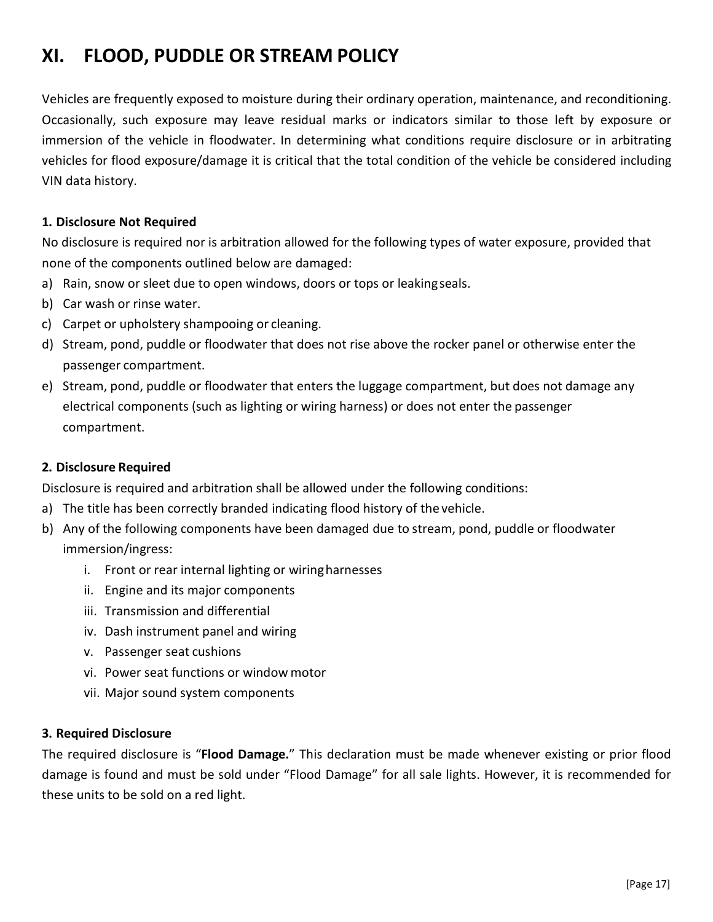## XI. FLOOD, PUDDLE OR STREAM POLICY

Vehicles are frequently exposed to moisture during their ordinary operation, maintenance, and reconditioning. Occasionally, such exposure may leave residual marks or indicators similar to those left by exposure or immersion of the vehicle in floodwater. In determining what conditions require disclosure or in arbitrating vehicles for flood exposure/damage it is critical that the total condition of the vehicle be considered including VIN data history.

### 1. Disclosure Not Required

No disclosure is required nor is arbitration allowed for the following types of water exposure, provided that none of the components outlined below are damaged:

a) Rain, snow or sleet due to open windows, doors or tops or leaking seals.
b) Car wash or rinse water.
c) Carpet or upholstery shampooing or cleaning.
d) Stream, pond, puddle or floodwater that does not rise above the rocker panel or otherwise enter the passenger compartment.
e) Stream, pond, puddle or floodwater that enters the luggage compartment, but does not damage any electrical components (such as lighting or wiring harness) or does not enter the passenger compartment.

### 2. Disclosure Required

Disclosure is required and arbitration shall be allowed under the following conditions:

a) The title has been correctly branded indicating flood history of the vehicle.
b) Any of the following components have been damaged due to stream, pond, puddle or floodwater immersion/ingress:
    i. Front or rear internal lighting or wiring harnesses
    ii. Engine and its major components
    iii. Transmission and differential
    iv. Dash instrument panel and wiring
    v. Passenger seat cushions
    vi. Power seat functions or window motor
    vii. Major sound system components

### 3. Required Disclosure

The required disclosure is "**Flood Damage.**" This declaration must be made whenever existing or prior flood damage is found and must be sold under "Flood Damage" for all sale lights. However, it is recommended for these units to be sold on a red light.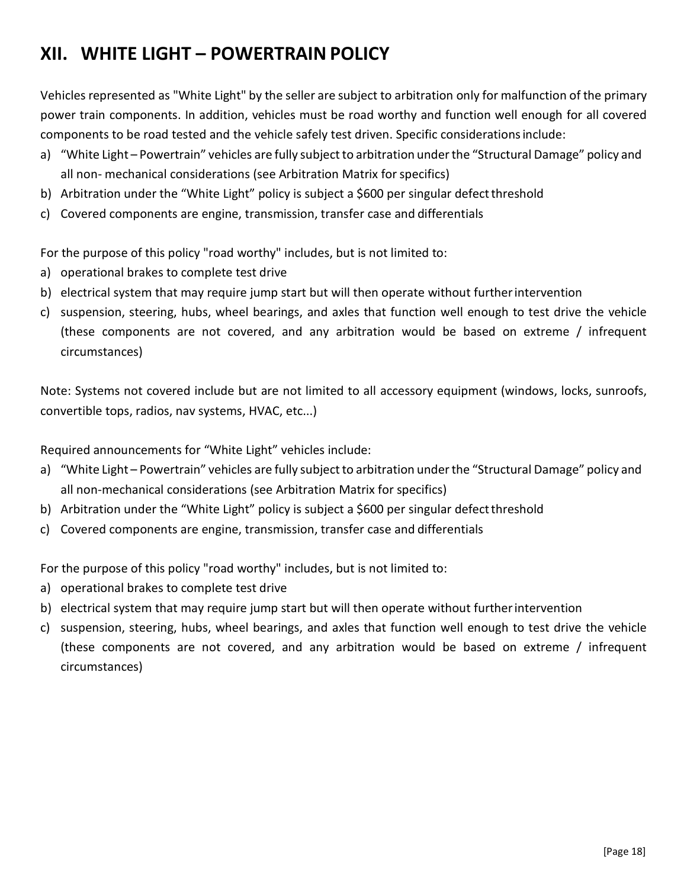# XII. WHITE LIGHT – POWERTRAIN POLICY

Vehicles represented as "White Light" by the seller are subject to arbitration only for malfunction of the primary power train components. In addition, vehicles must be road worthy and function well enough for all covered components to be road tested and the vehicle safely test driven. Specific considerations include:

a) "White Light – Powertrain" vehicles are fully subject to arbitration under the "Structural Damage" policy and all non- mechanical considerations (see Arbitration Matrix for specifics)
b) Arbitration under the "White Light" policy is subject a $600 per singular defect threshold
c) Covered components are engine, transmission, transfer case and differentials

For the purpose of this policy "road worthy" includes, but is not limited to:

a) operational brakes to complete test drive
b) electrical system that may require jump start but will then operate without further intervention
c) suspension, steering, hubs, wheel bearings, and axles that function well enough to test drive the vehicle (these components are not covered, and any arbitration would be based on extreme / infrequent circumstances)

Note: Systems not covered include but are not limited to all accessory equipment (windows, locks, sunroofs, convertible tops, radios, nav systems, HVAC, etc...)

Required announcements for "White Light" vehicles include:

a) "White Light – Powertrain" vehicles are fully subject to arbitration under the "Structural Damage" policy and all non-mechanical considerations (see Arbitration Matrix for specifics)
b) Arbitration under the "White Light" policy is subject a $600 per singular defect threshold
c) Covered components are engine, transmission, transfer case and differentials

For the purpose of this policy "road worthy" includes, but is not limited to:

a) operational brakes to complete test drive
b) electrical system that may require jump start but will then operate without further intervention
c) suspension, steering, hubs, wheel bearings, and axles that function well enough to test drive the vehicle (these components are not covered, and any arbitration would be based on extreme / infrequent circumstances)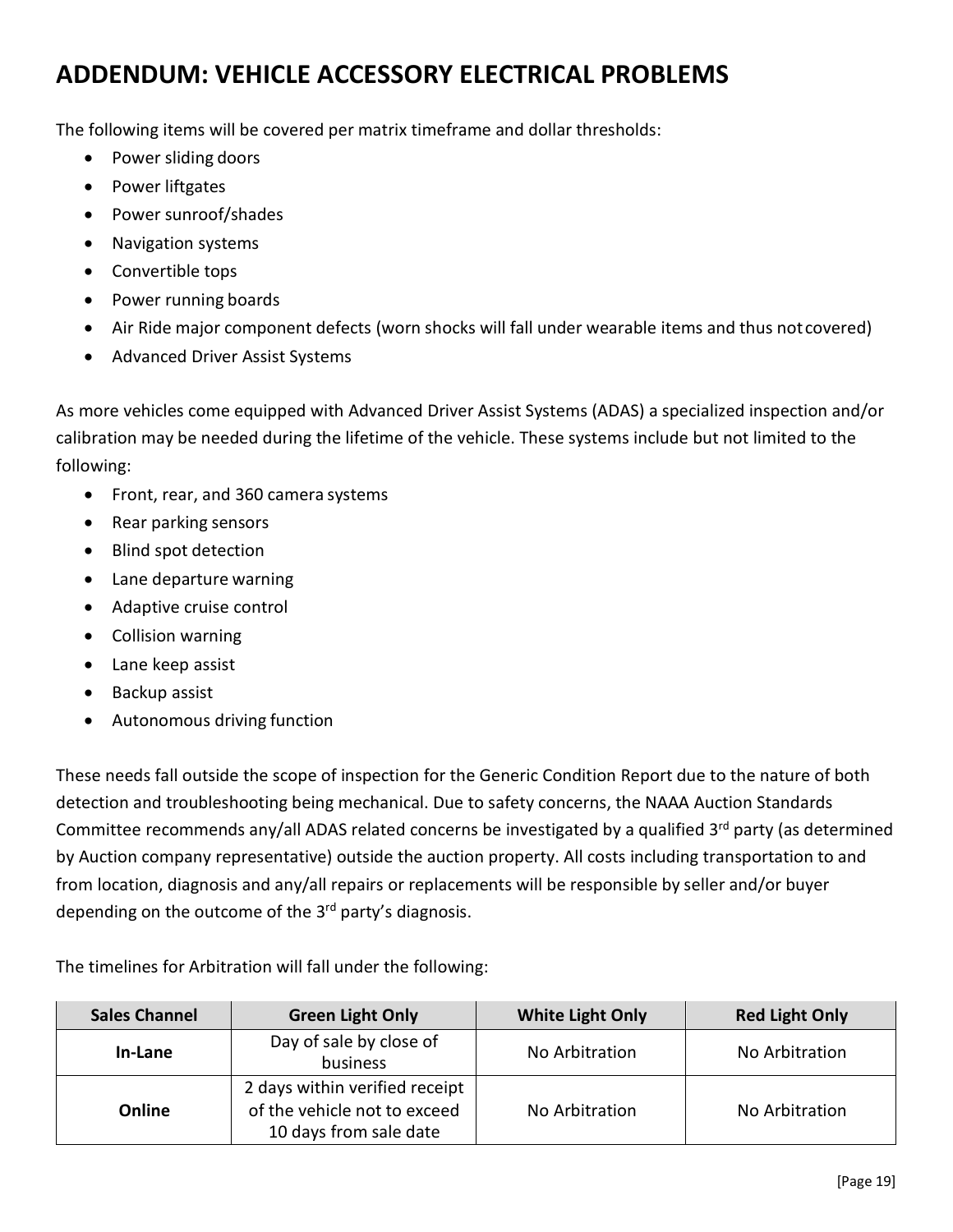# ADDENDUM: VEHICLE ACCESSORY ELECTRICAL PROBLEMS

The following items will be covered per matrix timeframe and dollar thresholds:

- Power sliding doors
- Power liftgates
- Power sunroof/shades
- Navigation systems
- Convertible tops
- Power running boards
- Air Ride major component defects (worn shocks will fall under wearable items and thus not covered)
- Advanced Driver Assist Systems

As more vehicles come equipped with Advanced Driver Assist Systems (ADAS) a specialized inspection and/or calibration may be needed during the lifetime of the vehicle. These systems include but not limited to the following:

- Front, rear, and 360 camera systems
- Rear parking sensors
- Blind spot detection
- Lane departure warning
- Adaptive cruise control
- Collision warning
- Lane keep assist
- Backup assist
- Autonomous driving function

These needs fall outside the scope of inspection for the Generic Condition Report due to the nature of both detection and troubleshooting being mechanical. Due to safety concerns, the NAAA Auction Standards Committee recommends any/all ADAS related concerns be investigated by a qualified 3rd party (as determined by Auction company representative) outside the auction property. All costs including transportation to and from location, diagnosis and any/all repairs or replacements will be responsible by seller and/or buyer depending on the outcome of the 3rd party's diagnosis.

The timelines for Arbitration will fall under the following:

| Sales Channel | Green Light Only | White Light Only | Red Light Only |
|---|---|---|---|
| **In-Lane** | Day of sale by close of business | No Arbitration | No Arbitration |
| **Online** | 2 days within verified receipt of the vehicle not to exceed 10 days from sale date | No Arbitration | No Arbitration |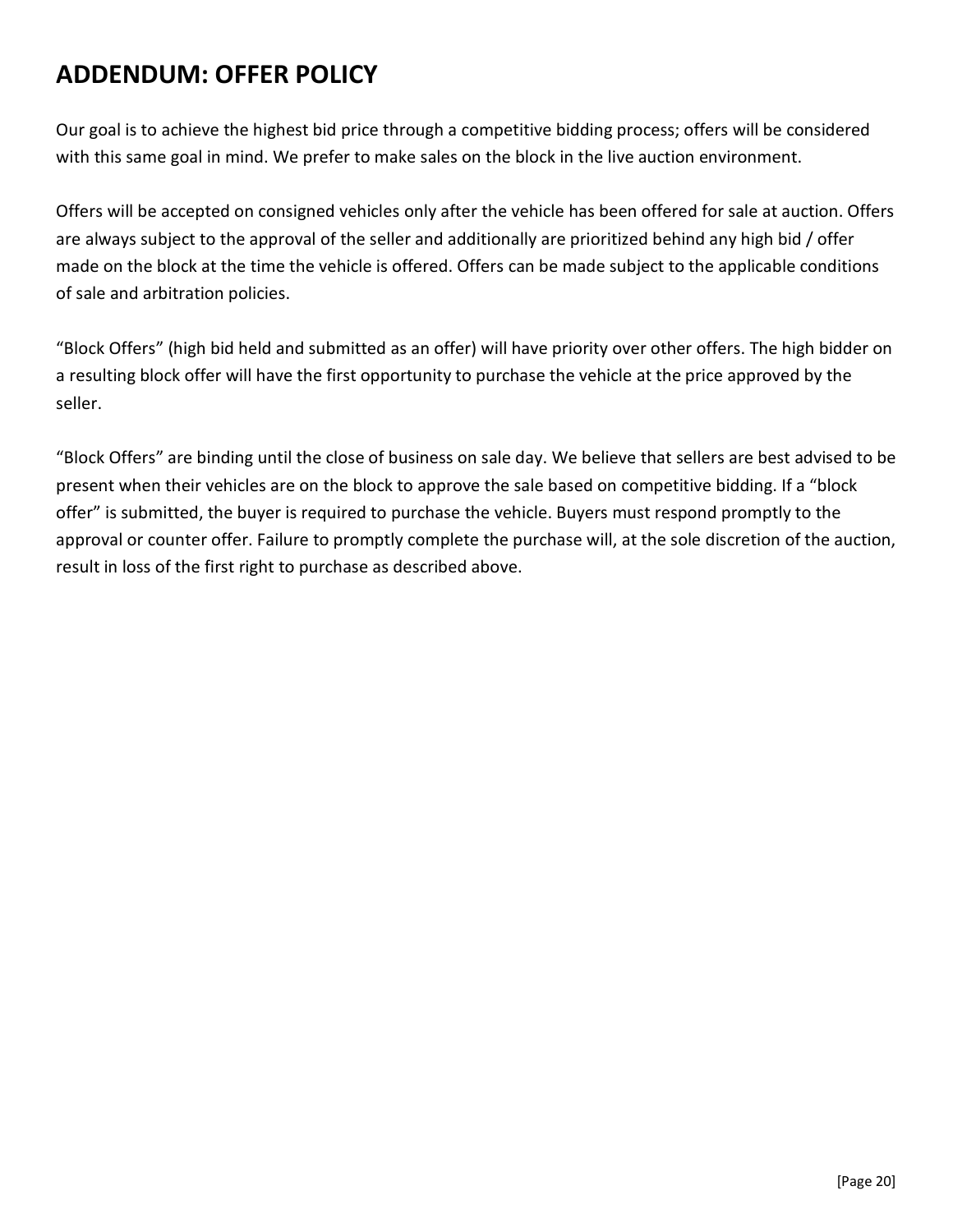## ADDENDUM: OFFER POLICY

Our goal is to achieve the highest bid price through a competitive bidding process; offers will be considered with this same goal in mind. We prefer to make sales on the block in the live auction environment.

Offers will be accepted on consigned vehicles only after the vehicle has been offered for sale at auction. Offers are always subject to the approval of the seller and additionally are prioritized behind any high bid / offer made on the block at the time the vehicle is offered. Offers can be made subject to the applicable conditions of sale and arbitration policies.

"Block Offers" (high bid held and submitted as an offer) will have priority over other offers. The high bidder on a resulting block offer will have the first opportunity to purchase the vehicle at the price approved by the seller.

"Block Offers" are binding until the close of business on sale day. We believe that sellers are best advised to be present when their vehicles are on the block to approve the sale based on competitive bidding. If a "block offer" is submitted, the buyer is required to purchase the vehicle. Buyers must respond promptly to the approval or counter offer. Failure to promptly complete the purchase will, at the sole discretion of the auction, result in loss of the first right to purchase as described above.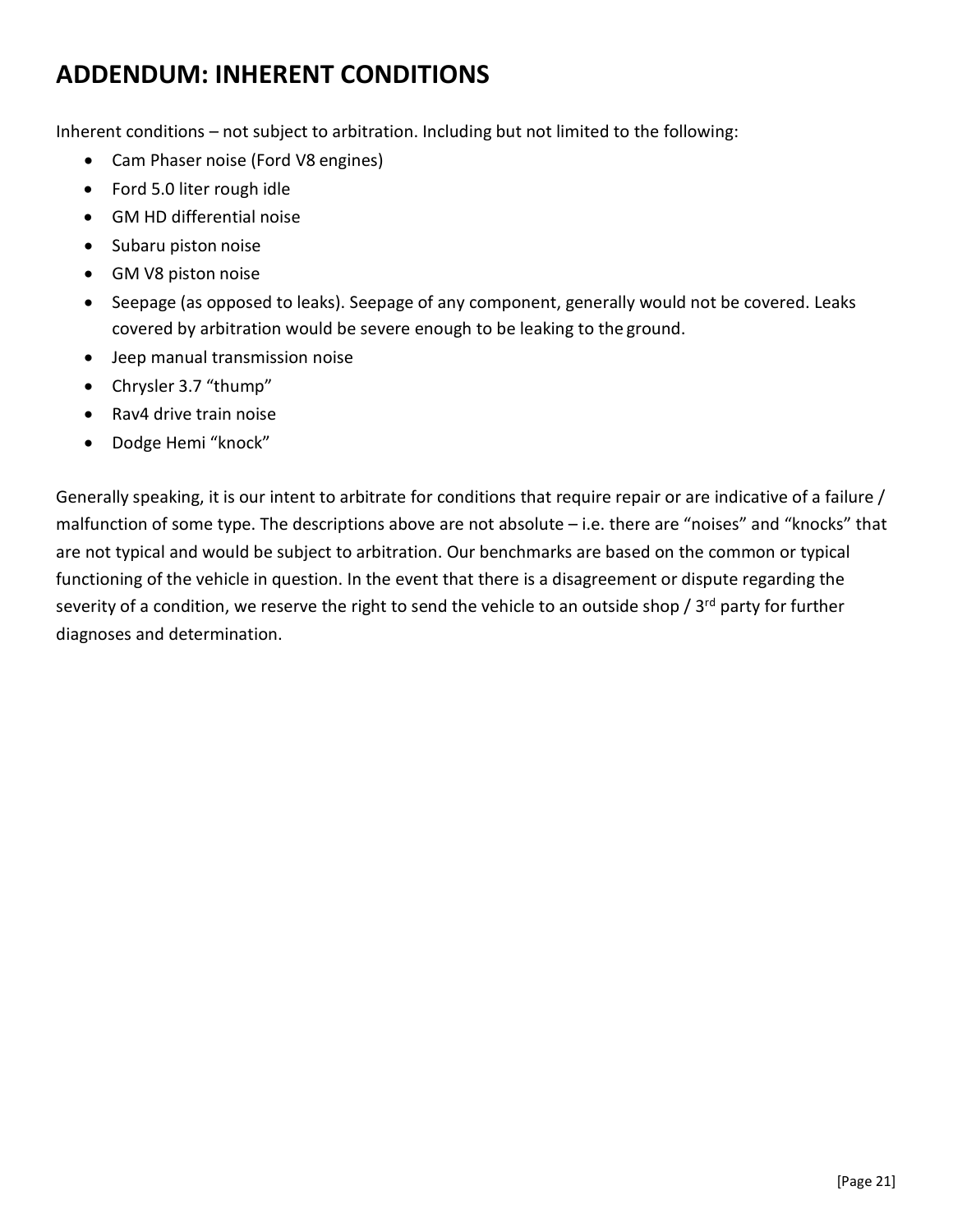# ADDENDUM: INHERENT CONDITIONS

Inherent conditions – not subject to arbitration. Including but not limited to the following:

- Cam Phaser noise (Ford V8 engines)
- Ford 5.0 liter rough idle
- GM HD differential noise
- Subaru piston noise
- GM V8 piston noise
- Seepage (as opposed to leaks). Seepage of any component, generally would not be covered. Leaks covered by arbitration would be severe enough to be leaking to the ground.
- Jeep manual transmission noise
- Chrysler 3.7 "thump"
- Rav4 drive train noise
- Dodge Hemi "knock"

Generally speaking, it is our intent to arbitrate for conditions that require repair or are indicative of a failure / malfunction of some type. The descriptions above are not absolute – i.e. there are "noises" and "knocks" that are not typical and would be subject to arbitration. Our benchmarks are based on the common or typical functioning of the vehicle in question. In the event that there is a disagreement or dispute regarding the severity of a condition, we reserve the right to send the vehicle to an outside shop / 3rd party for further diagnoses and determination.